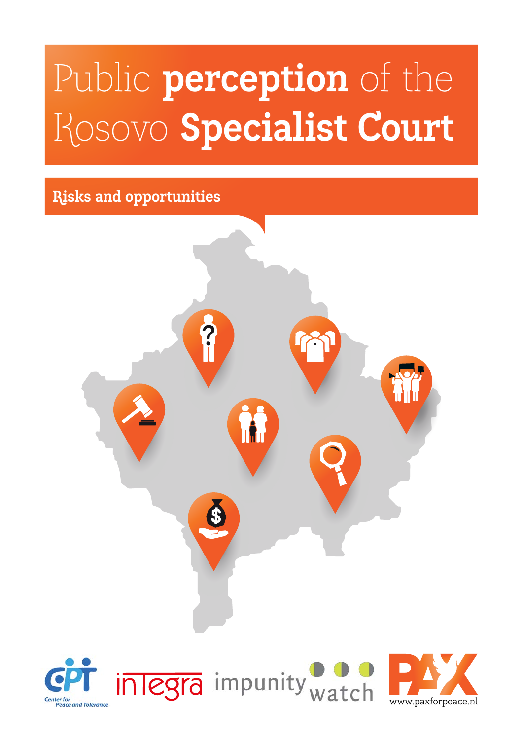# Public perception of the Kosovo Specialist Court

## Risks and opportunities

Center for Peace and Tolerance

inTegra

impunity watch

PAX

www.paxforpeace.nl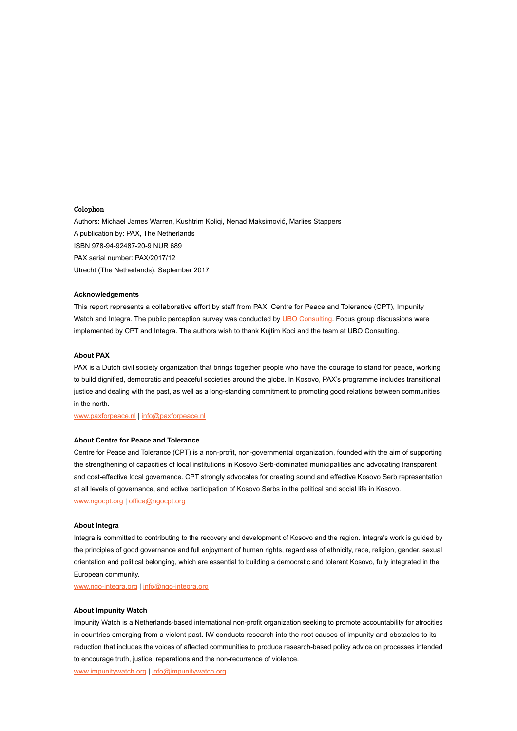### Colophon

Authors: Michael James Warren, Kushtrim Koliqi, Nenad Maksimović, Marlies Stappers

A publication by: PAX, The Netherlands

ISBN 978-94-92487-20-9 NUR 689

PAX serial number: PAX/2017/12

Utrecht (The Netherlands), September 2017

### Acknowledgements

This report represents a collaborative effort by staff from PAX, Centre for Peace and Tolerance (CPT), Impunity Watch and Integra. The public perception survey was conducted by UBO Consulting. Focus group discussions were implemented by CPT and Integra. The authors wish to thank Kujtim Koci and the team at UBO Consulting.

### About PAX

PAX is a Dutch civil society organization that brings together people who have the courage to stand for peace, working to build dignified, democratic and peaceful societies around the globe. In Kosovo, PAX's programme includes transitional justice and dealing with the past, as well as a long-standing commitment to promoting good relations between communities in the north.

www.paxforpeace.nl | info@paxforpeace.nl

### About Centre for Peace and Tolerance

Centre for Peace and Tolerance (CPT) is a non-profit, non-governmental organization, founded with the aim of supporting the strengthening of capacities of local institutions in Kosovo Serb-dominated municipalities and advocating transparent and cost-effective local governance. CPT strongly advocates for creating sound and effective Kosovo Serb representation at all levels of governance, and active participation of Kosovo Serbs in the political and social life in Kosovo.

www.ngocpt.org | office@ngocpt.org

### About Integra

Integra is committed to contributing to the recovery and development of Kosovo and the region. Integra's work is guided by the principles of good governance and full enjoyment of human rights, regardless of ethnicity, race, religion, gender, sexual orientation and political belonging, which are essential to building a democratic and tolerant Kosovo, fully integrated in the European community.

www.ngo-integra.org | info@ngo-integra.org

### About Impunity Watch

Impunity Watch is a Netherlands-based international non-profit organization seeking to promote accountability for atrocities in countries emerging from a violent past. IW conducts research into the root causes of impunity and obstacles to its reduction that includes the voices of affected communities to produce research-based policy advice on processes intended to encourage truth, justice, reparations and the non-recurrence of violence.

www.impunitywatch.org | info@impunitywatch.org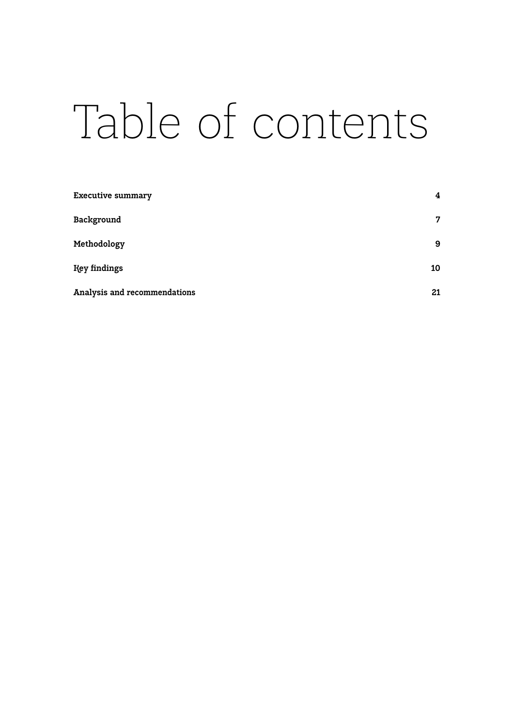# Table of contents

| | |
|---|---|
| **Executive summary** | **4** |
| **Background** | **7** |
| **Methodology** | **9** |
| **Key findings** | **10** |
| **Analysis and recommendations** | **21** |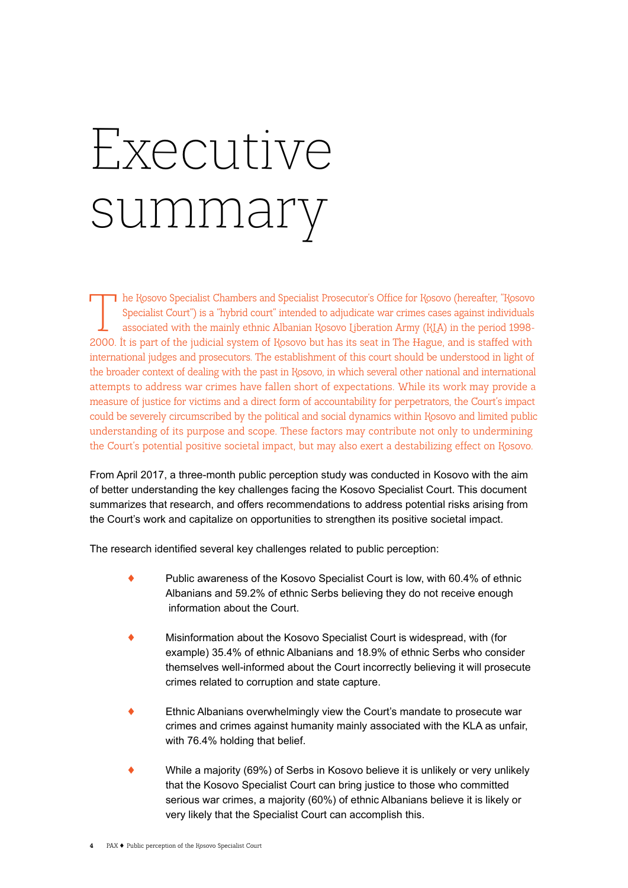# Executive summary

The Kosovo Specialist Chambers and Specialist Prosecutor's Office for Kosovo (hereafter, "Kosovo Specialist Court") is a "hybrid court" intended to adjudicate war crimes cases against individuals associated with the mainly ethnic Albanian Kosovo Liberation Army (KLA) in the period 1998-2000. It is part of the judicial system of Kosovo but has its seat in The Hague, and is staffed with international judges and prosecutors. The establishment of this court should be understood in light of the broader context of dealing with the past in Kosovo, in which several other national and international attempts to address war crimes have fallen short of expectations. While its work may provide a measure of justice for victims and a direct form of accountability for perpetrators, the Court's impact could be severely circumscribed by the political and social dynamics within Kosovo and limited public understanding of its purpose and scope. These factors may contribute not only to undermining the Court's potential positive societal impact, but may also exert a destabilizing effect on Kosovo.

From April 2017, a three-month public perception study was conducted in Kosovo with the aim of better understanding the key challenges facing the Kosovo Specialist Court. This document summarizes that research, and offers recommendations to address potential risks arising from the Court's work and capitalize on opportunities to strengthen its positive societal impact.

The research identified several key challenges related to public perception:

- Public awareness of the Kosovo Specialist Court is low, with 60.4% of ethnic Albanians and 59.2% of ethnic Serbs believing they do not receive enough information about the Court.
- Misinformation about the Kosovo Specialist Court is widespread, with (for example) 35.4% of ethnic Albanians and 18.9% of ethnic Serbs who consider themselves well-informed about the Court incorrectly believing it will prosecute crimes related to corruption and state capture.
- Ethnic Albanians overwhelmingly view the Court's mandate to prosecute war crimes and crimes against humanity mainly associated with the KLA as unfair, with 76.4% holding that belief.
- While a majority (69%) of Serbs in Kosovo believe it is unlikely or very unlikely that the Kosovo Specialist Court can bring justice to those who committed serious war crimes, a majority (60%) of ethnic Albanians believe it is likely or very likely that the Specialist Court can accomplish this.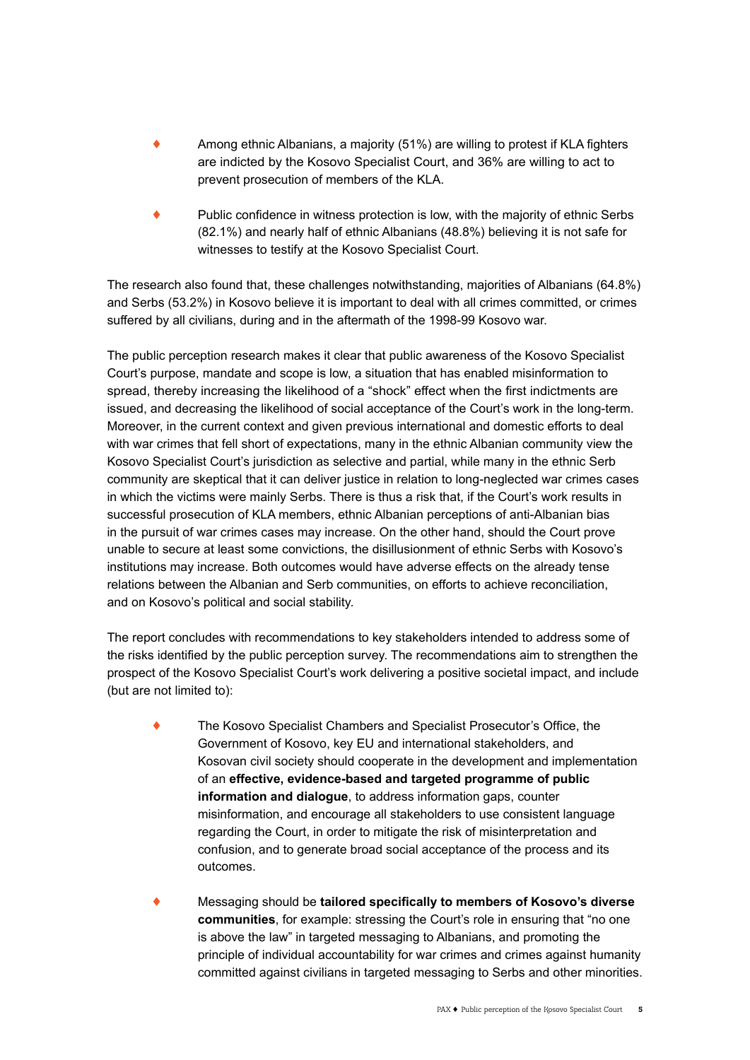- Among ethnic Albanians, a majority (51%) are willing to protest if KLA fighters are indicted by the Kosovo Specialist Court, and 36% are willing to act to prevent prosecution of members of the KLA.
- Public confidence in witness protection is low, with the majority of ethnic Serbs (82.1%) and nearly half of ethnic Albanians (48.8%) believing it is not safe for witnesses to testify at the Kosovo Specialist Court.

The research also found that, these challenges notwithstanding, majorities of Albanians (64.8%) and Serbs (53.2%) in Kosovo believe it is important to deal with all crimes committed, or crimes suffered by all civilians, during and in the aftermath of the 1998-99 Kosovo war.

The public perception research makes it clear that public awareness of the Kosovo Specialist Court's purpose, mandate and scope is low, a situation that has enabled misinformation to spread, thereby increasing the likelihood of a "shock" effect when the first indictments are issued, and decreasing the likelihood of social acceptance of the Court's work in the long-term. Moreover, in the current context and given previous international and domestic efforts to deal with war crimes that fell short of expectations, many in the ethnic Albanian community view the Kosovo Specialist Court's jurisdiction as selective and partial, while many in the ethnic Serb community are skeptical that it can deliver justice in relation to long-neglected war crimes cases in which the victims were mainly Serbs. There is thus a risk that, if the Court's work results in successful prosecution of KLA members, ethnic Albanian perceptions of anti-Albanian bias in the pursuit of war crimes cases may increase. On the other hand, should the Court prove unable to secure at least some convictions, the disillusionment of ethnic Serbs with Kosovo's institutions may increase. Both outcomes would have adverse effects on the already tense relations between the Albanian and Serb communities, on efforts to achieve reconciliation, and on Kosovo's political and social stability.

The report concludes with recommendations to key stakeholders intended to address some of the risks identified by the public perception survey. The recommendations aim to strengthen the prospect of the Kosovo Specialist Court's work delivering a positive societal impact, and include (but are not limited to):

- The Kosovo Specialist Chambers and Specialist Prosecutor's Office, the Government of Kosovo, key EU and international stakeholders, and Kosovan civil society should cooperate in the development and implementation of an **effective, evidence-based and targeted programme of public information and dialogue**, to address information gaps, counter misinformation, and encourage all stakeholders to use consistent language regarding the Court, in order to mitigate the risk of misinterpretation and confusion, and to generate broad social acceptance of the process and its outcomes.
- Messaging should be **tailored specifically to members of Kosovo's diverse communities**, for example: stressing the Court's role in ensuring that "no one is above the law" in targeted messaging to Albanians, and promoting the principle of individual accountability for war crimes and crimes against humanity committed against civilians in targeted messaging to Serbs and other minorities.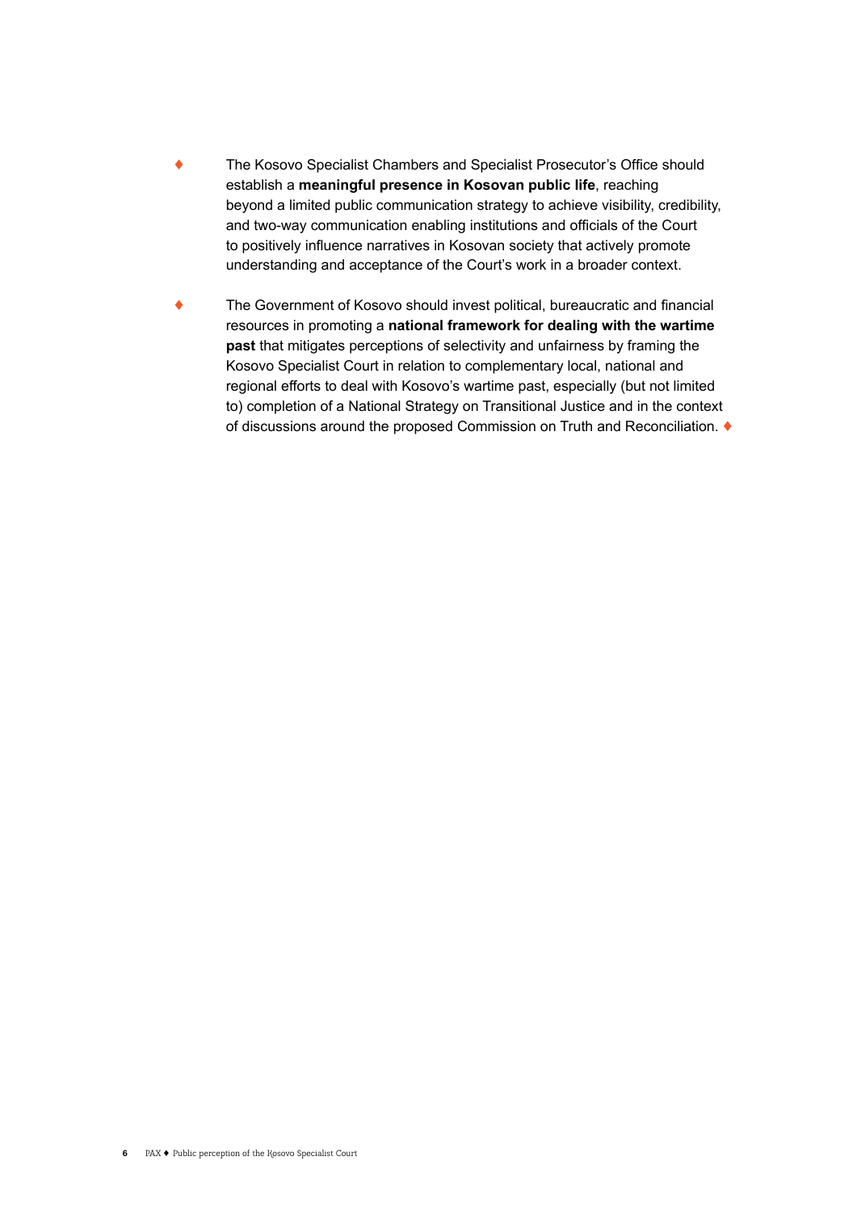- The Kosovo Specialist Chambers and Specialist Prosecutor's Office should establish a **meaningful presence in Kosovan public life**, reaching beyond a limited public communication strategy to achieve visibility, credibility, and two-way communication enabling institutions and officials of the Court to positively influence narratives in Kosovan society that actively promote understanding and acceptance of the Court's work in a broader context.

- The Government of Kosovo should invest political, bureaucratic and financial resources in promoting a **national framework for dealing with the wartime past** that mitigates perceptions of selectivity and unfairness by framing the Kosovo Specialist Court in relation to complementary local, national and regional efforts to deal with Kosovo's wartime past, especially (but not limited to) completion of a National Strategy on Transitional Justice and in the context of discussions around the proposed Commission on Truth and Reconciliation. ♦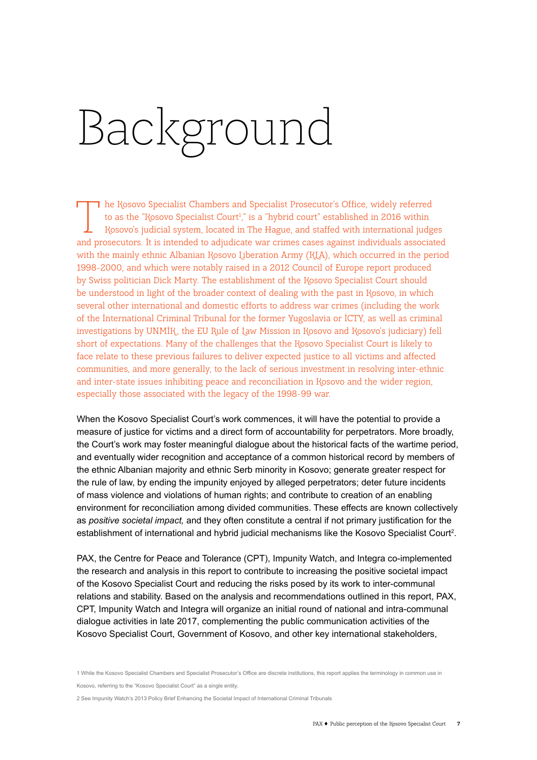# Background

The Kosovo Specialist Chambers and Specialist Prosecutor's Office, widely referred to as the "Kosovo Specialist Court[1]," is a "hybrid court" established in 2016 within Kosovo's judicial system, located in The Hague, and staffed with international judges and prosecutors. It is intended to adjudicate war crimes cases against individuals associated with the mainly ethnic Albanian Kosovo Liberation Army (KLA), which occurred in the period 1998-2000, and which were notably raised in a 2012 Council of Europe report produced by Swiss politician Dick Marty. The establishment of the Kosovo Specialist Court should be understood in light of the broader context of dealing with the past in Kosovo, in which several other international and domestic efforts to address war crimes (including the work of the International Criminal Tribunal for the former Yugoslavia or ICTY, as well as criminal investigations by UNMIK, the EU Rule of Law Mission in Kosovo and Kosovo's judiciary) fell short of expectations. Many of the challenges that the Kosovo Specialist Court is likely to face relate to these previous failures to deliver expected justice to all victims and affected communities, and more generally, to the lack of serious investment in resolving inter-ethnic and inter-state issues inhibiting peace and reconciliation in Kosovo and the wider region, especially those associated with the legacy of the 1998-99 war.

When the Kosovo Specialist Court's work commences, it will have the potential to provide a measure of justice for victims and a direct form of accountability for perpetrators. More broadly, the Court's work may foster meaningful dialogue about the historical facts of the wartime period, and eventually wider recognition and acceptance of a common historical record by members of the ethnic Albanian majority and ethnic Serb minority in Kosovo; generate greater respect for the rule of law, by ending the impunity enjoyed by alleged perpetrators; deter future incidents of mass violence and violations of human rights; and contribute to creation of an enabling environment for reconciliation among divided communities. These effects are known collectively as *positive societal impact,* and they often constitute a central if not primary justification for the establishment of international and hybrid judicial mechanisms like the Kosovo Specialist Court[2].

PAX, the Centre for Peace and Tolerance (CPT), Impunity Watch, and Integra co-implemented the research and analysis in this report to contribute to increasing the positive societal impact of the Kosovo Specialist Court and reducing the risks posed by its work to inter-communal relations and stability. Based on the analysis and recommendations outlined in this report, PAX, CPT, Impunity Watch and Integra will organize an initial round of national and intra-communal dialogue activities in late 2017, complementing the public communication activities of the Kosovo Specialist Court, Government of Kosovo, and other key international stakeholders,

1 While the Kosovo Specialist Chambers and Specialist Prosecutor's Office are discrete institutions, this report applies the terminology in common use in Kosovo, referring to the "Kosovo Specialist Court" as a single entity.

2 See Impunity Watch's 2013 Policy Brief Enhancing the Societal Impact of International Criminal Tribunals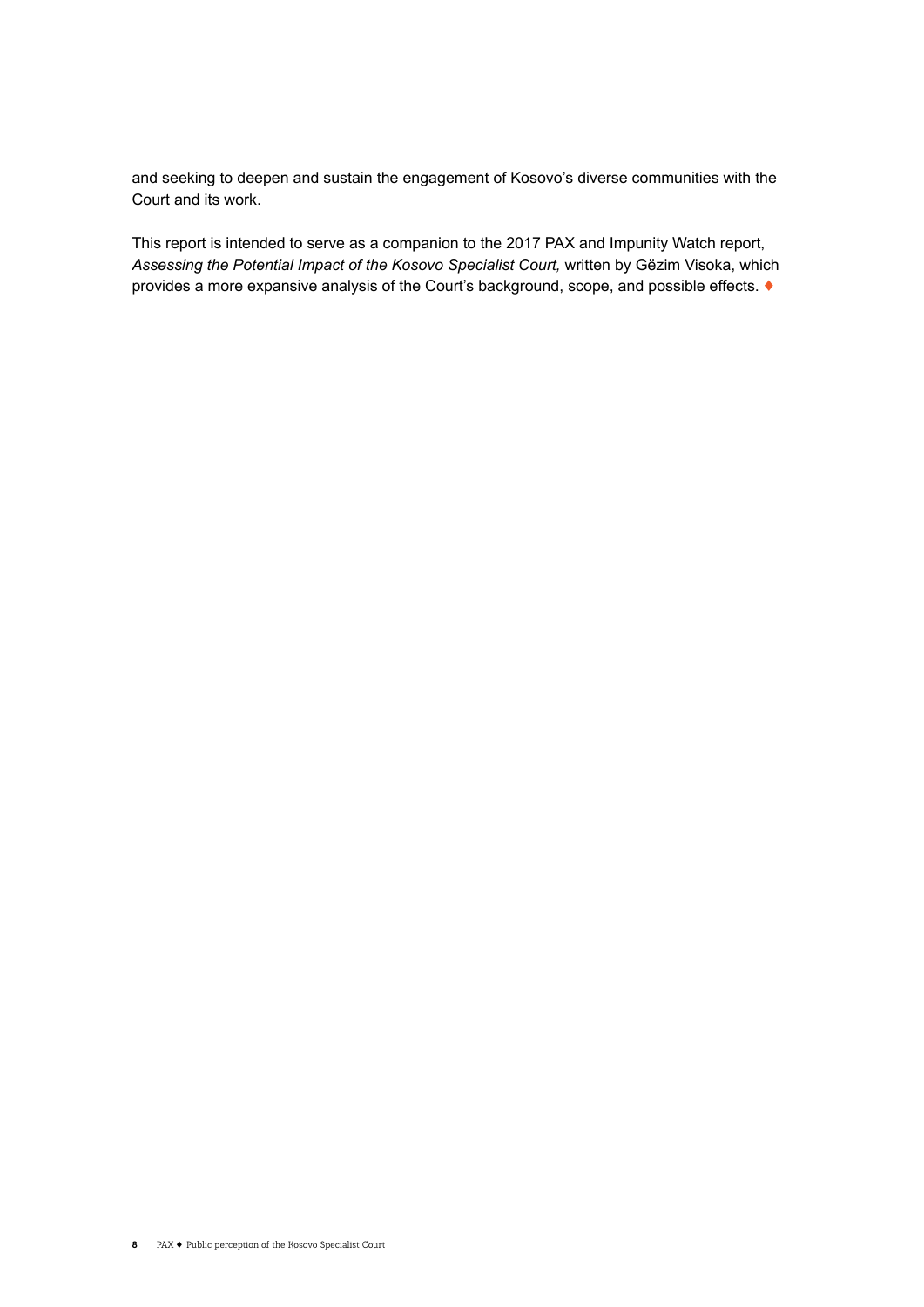and seeking to deepen and sustain the engagement of Kosovo's diverse communities with the Court and its work.

This report is intended to serve as a companion to the 2017 PAX and Impunity Watch report, *Assessing the Potential Impact of the Kosovo Specialist Court,* written by Gëzim Visoka, which provides a more expansive analysis of the Court's background, scope, and possible effects. ♦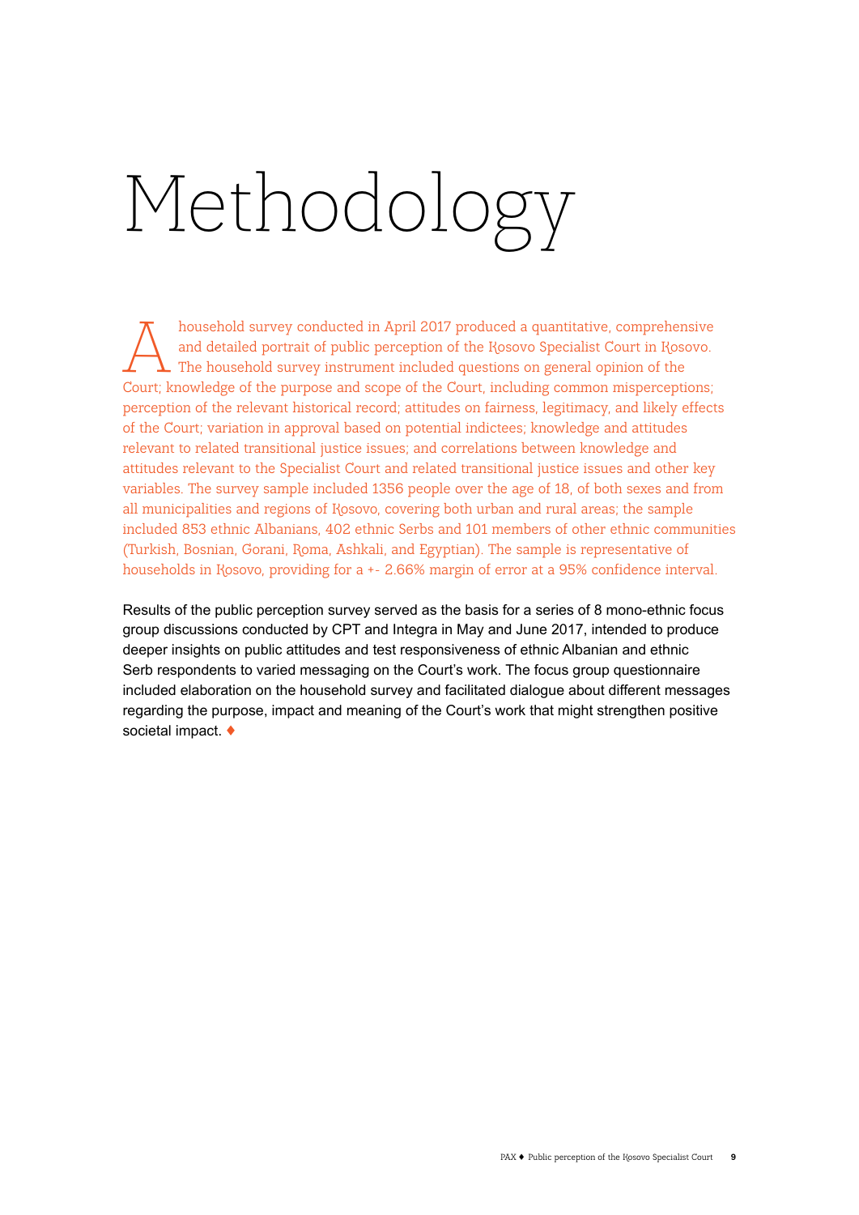# Methodology

A household survey conducted in April 2017 produced a quantitative, comprehensive and detailed portrait of public perception of the Kosovo Specialist Court in Kosovo. The household survey instrument included questions on general opinion of the Court; knowledge of the purpose and scope of the Court, including common misperceptions; perception of the relevant historical record; attitudes on fairness, legitimacy, and likely effects of the Court; variation in approval based on potential indictees; knowledge and attitudes relevant to related transitional justice issues; and correlations between knowledge and attitudes relevant to the Specialist Court and related transitional justice issues and other key variables. The survey sample included 1356 people over the age of 18, of both sexes and from all municipalities and regions of Kosovo, covering both urban and rural areas; the sample included 853 ethnic Albanians, 402 ethnic Serbs and 101 members of other ethnic communities (Turkish, Bosnian, Gorani, Roma, Ashkali, and Egyptian). The sample is representative of households in Kosovo, providing for a +- 2.66% margin of error at a 95% confidence interval.

Results of the public perception survey served as the basis for a series of 8 mono-ethnic focus group discussions conducted by CPT and Integra in May and June 2017, intended to produce deeper insights on public attitudes and test responsiveness of ethnic Albanian and ethnic Serb respondents to varied messaging on the Court's work. The focus group questionnaire included elaboration on the household survey and facilitated dialogue about different messages regarding the purpose, impact and meaning of the Court's work that might strengthen positive societal impact. ♦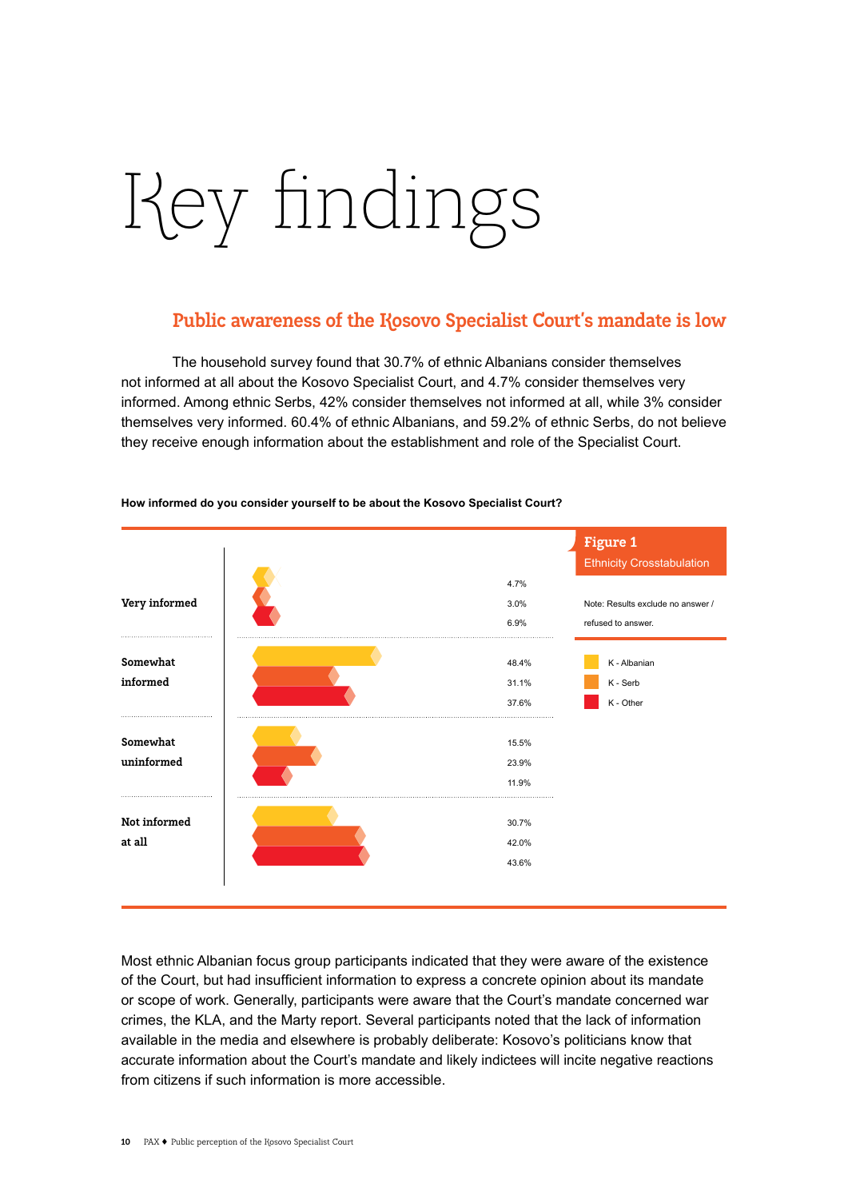# Key findings

## Public awareness of the Kosovo Specialist Court's mandate is low

The household survey found that 30.7% of ethnic Albanians consider themselves not informed at all about the Kosovo Specialist Court, and 4.7% consider themselves very informed. Among ethnic Serbs, 42% consider themselves not informed at all, while 3% consider themselves very informed. 60.4% of ethnic Albanians, and 59.2% of ethnic Serbs, do not believe they receive enough information about the establishment and role of the Specialist Court.

**How informed do you consider yourself to be about the Kosovo Specialist Court?**

**Figure 1**
Ethnicity Crosstabulation

| | K - Albanian | K - Serb | K - Other |
|---|---|---|---|
| Very informed | 4.7% | 3.0% | 6.9% |
| Somewhat informed | 48.4% | 31.1% | 37.6% |
| Somewhat uninformed | 15.5% | 23.9% | 11.9% |
| Not informed at all | 30.7% | 42.0% | 43.6% |

Note: Results exclude no answer / refused to answer.

Most ethnic Albanian focus group participants indicated that they were aware of the existence of the Court, but had insufficient information to express a concrete opinion about its mandate or scope of work. Generally, participants were aware that the Court's mandate concerned war crimes, the KLA, and the Marty report. Several participants noted that the lack of information available in the media and elsewhere is probably deliberate: Kosovo's politicians know that accurate information about the Court's mandate and likely indictees will incite negative reactions from citizens if such information is more accessible.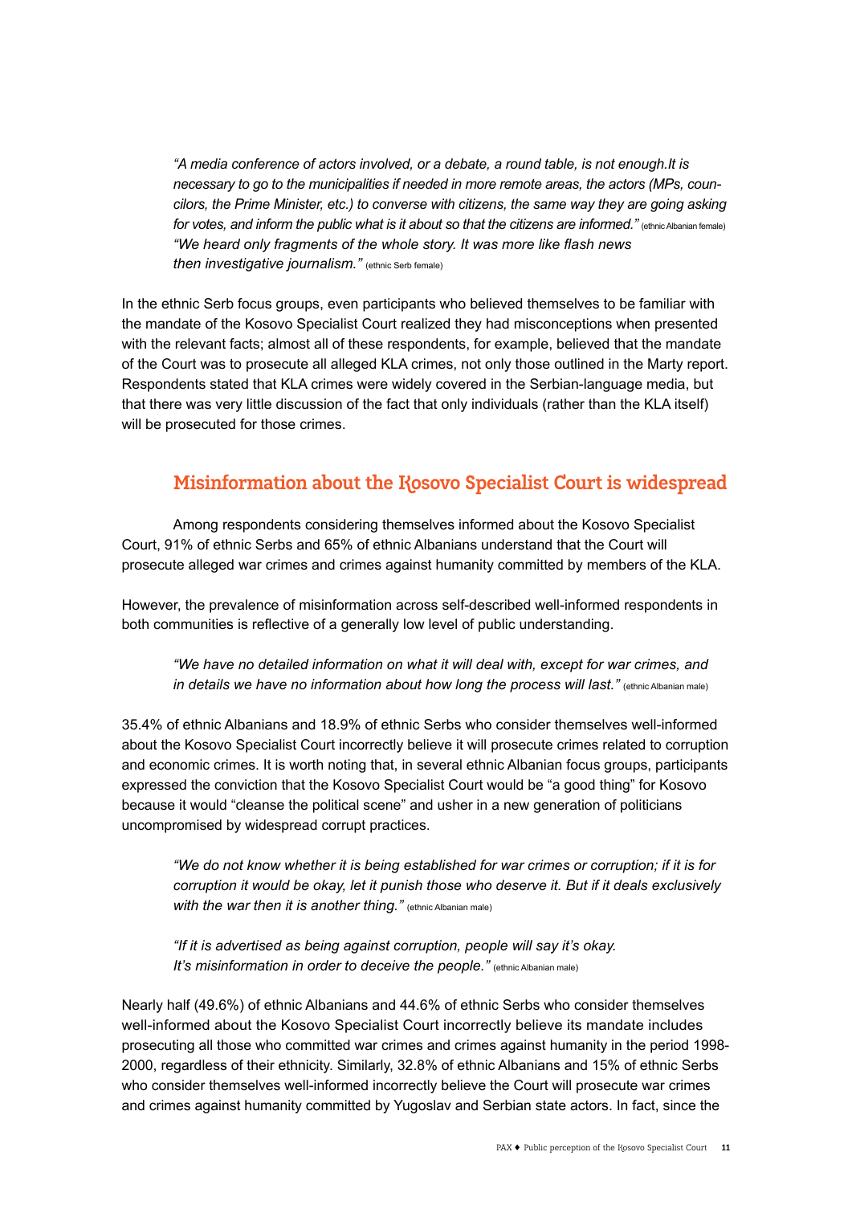*"A media conference of actors involved, or a debate, a round table, is not enough.It is necessary to go to the municipalities if needed in more remote areas, the actors (MPs, councilors, the Prime Minister, etc.) to converse with citizens, the same way they are going asking for votes, and inform the public what is it about so that the citizens are informed."* (ethnic Albanian female)
*"We heard only fragments of the whole story. It was more like flash news then investigative journalism."* (ethnic Serb female)

In the ethnic Serb focus groups, even participants who believed themselves to be familiar with the mandate of the Kosovo Specialist Court realized they had misconceptions when presented with the relevant facts; almost all of these respondents, for example, believed that the mandate of the Court was to prosecute all alleged KLA crimes, not only those outlined in the Marty report. Respondents stated that KLA crimes were widely covered in the Serbian-language media, but that there was very little discussion of the fact that only individuals (rather than the KLA itself) will be prosecuted for those crimes.

## Misinformation about the Kosovo Specialist Court is widespread

Among respondents considering themselves informed about the Kosovo Specialist Court, 91% of ethnic Serbs and 65% of ethnic Albanians understand that the Court will prosecute alleged war crimes and crimes against humanity committed by members of the KLA.

However, the prevalence of misinformation across self-described well-informed respondents in both communities is reflective of a generally low level of public understanding.

*"We have no detailed information on what it will deal with, except for war crimes, and in details we have no information about how long the process will last."* (ethnic Albanian male)

35.4% of ethnic Albanians and 18.9% of ethnic Serbs who consider themselves well-informed about the Kosovo Specialist Court incorrectly believe it will prosecute crimes related to corruption and economic crimes. It is worth noting that, in several ethnic Albanian focus groups, participants expressed the conviction that the Kosovo Specialist Court would be "a good thing" for Kosovo because it would "cleanse the political scene" and usher in a new generation of politicians uncompromised by widespread corrupt practices.

*"We do not know whether it is being established for war crimes or corruption; if it is for corruption it would be okay, let it punish those who deserve it. But if it deals exclusively with the war then it is another thing."* (ethnic Albanian male)

*"If it is advertised as being against corruption, people will say it's okay. It's misinformation in order to deceive the people."* (ethnic Albanian male)

Nearly half (49.6%) of ethnic Albanians and 44.6% of ethnic Serbs who consider themselves well-informed about the Kosovo Specialist Court incorrectly believe its mandate includes prosecuting all those who committed war crimes and crimes against humanity in the period 1998-2000, regardless of their ethnicity. Similarly, 32.8% of ethnic Albanians and 15% of ethnic Serbs who consider themselves well-informed incorrectly believe the Court will prosecute war crimes and crimes against humanity committed by Yugoslav and Serbian state actors. In fact, since the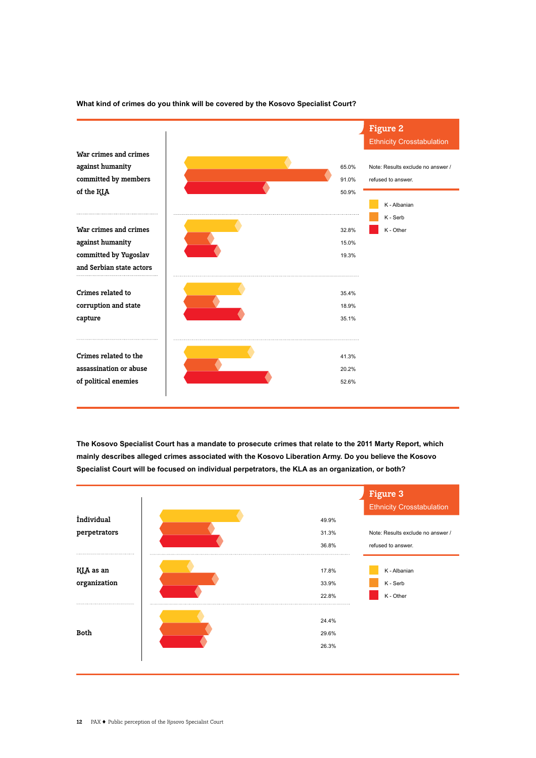**What kind of crimes do you think will be covered by the Kosovo Specialist Court?**

**Figure 2**
Ethnicity Crosstabulation

Note: Results exclude no answer / refused to answer.

| | K - Albanian | K - Serb | K - Other |
|---|---|---|---|
| War crimes and crimes against humanity committed by members of the KLA | 65.0% | 91.0% | 50.9% |
| War crimes and crimes against humanity committed by Yugoslav and Serbian state actors | 32.8% | 15.0% | 19.3% |
| Crimes related to corruption and state capture | 35.4% | 18.9% | 35.1% |
| Crimes related to the assassination or abuse of political enemies | 41.3% | 20.2% | 52.6% |

**The Kosovo Specialist Court has a mandate to prosecute crimes that relate to the 2011 Marty Report, which mainly describes alleged crimes associated with the Kosovo Liberation Army. Do you believe the Kosovo Specialist Court will be focused on individual perpetrators, the KLA as an organization, or both?**

**Figure 3**
Ethnicity Crosstabulation

Note: Results exclude no answer / refused to answer.

| | K - Albanian | K - Serb | K - Other |
|---|---|---|---|
| Individual perpetrators | 49.9% | 31.3% | 36.8% |
| KLA as an organization | 17.8% | 33.9% | 22.8% |
| Both | 24.4% | 29.6% | 26.3% |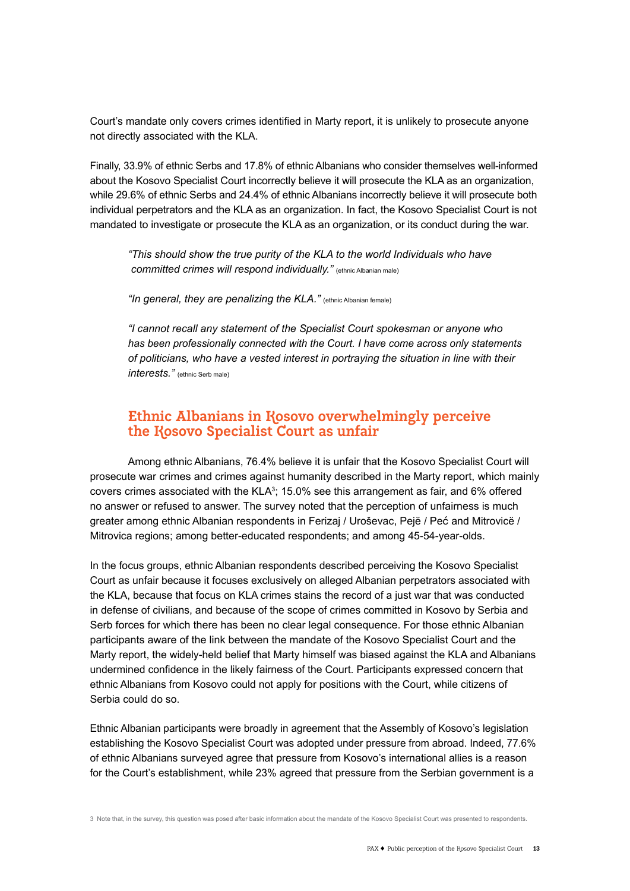Court's mandate only covers crimes identified in Marty report, it is unlikely to prosecute anyone not directly associated with the KLA.

Finally, 33.9% of ethnic Serbs and 17.8% of ethnic Albanians who consider themselves well-informed about the Kosovo Specialist Court incorrectly believe it will prosecute the KLA as an organization, while 29.6% of ethnic Serbs and 24.4% of ethnic Albanians incorrectly believe it will prosecute both individual perpetrators and the KLA as an organization. In fact, the Kosovo Specialist Court is not mandated to investigate or prosecute the KLA as an organization, or its conduct during the war.

> *"This should show the true purity of the KLA to the world Individuals who have committed crimes will respond individually."* (ethnic Albanian male)
>
> *"In general, they are penalizing the KLA."* (ethnic Albanian female)
>
> *"I cannot recall any statement of the Specialist Court spokesman or anyone who has been professionally connected with the Court. I have come across only statements of politicians, who have a vested interest in portraying the situation in line with their interests."* (ethnic Serb male)

## Ethnic Albanians in Kosovo overwhelmingly perceive the Kosovo Specialist Court as unfair

Among ethnic Albanians, 76.4% believe it is unfair that the Kosovo Specialist Court will prosecute war crimes and crimes against humanity described in the Marty report, which mainly covers crimes associated with the KLA[3]; 15.0% see this arrangement as fair, and 6% offered no answer or refused to answer. The survey noted that the perception of unfairness is much greater among ethnic Albanian respondents in Ferizaj / Uroševac, Pejë / Peć and Mitrovicë / Mitrovica regions; among better-educated respondents; and among 45-54-year-olds.

In the focus groups, ethnic Albanian respondents described perceiving the Kosovo Specialist Court as unfair because it focuses exclusively on alleged Albanian perpetrators associated with the KLA, because that focus on KLA crimes stains the record of a just war that was conducted in defense of civilians, and because of the scope of crimes committed in Kosovo by Serbia and Serb forces for which there has been no clear legal consequence. For those ethnic Albanian participants aware of the link between the mandate of the Kosovo Specialist Court and the Marty report, the widely-held belief that Marty himself was biased against the KLA and Albanians undermined confidence in the likely fairness of the Court. Participants expressed concern that ethnic Albanians from Kosovo could not apply for positions with the Court, while citizens of Serbia could do so.

Ethnic Albanian participants were broadly in agreement that the Assembly of Kosovo's legislation establishing the Kosovo Specialist Court was adopted under pressure from abroad. Indeed, 77.6% of ethnic Albanians surveyed agree that pressure from Kosovo's international allies is a reason for the Court's establishment, while 23% agreed that pressure from the Serbian government is a

3 Note that, in the survey, this question was posed after basic information about the mandate of the Kosovo Specialist Court was presented to respondents.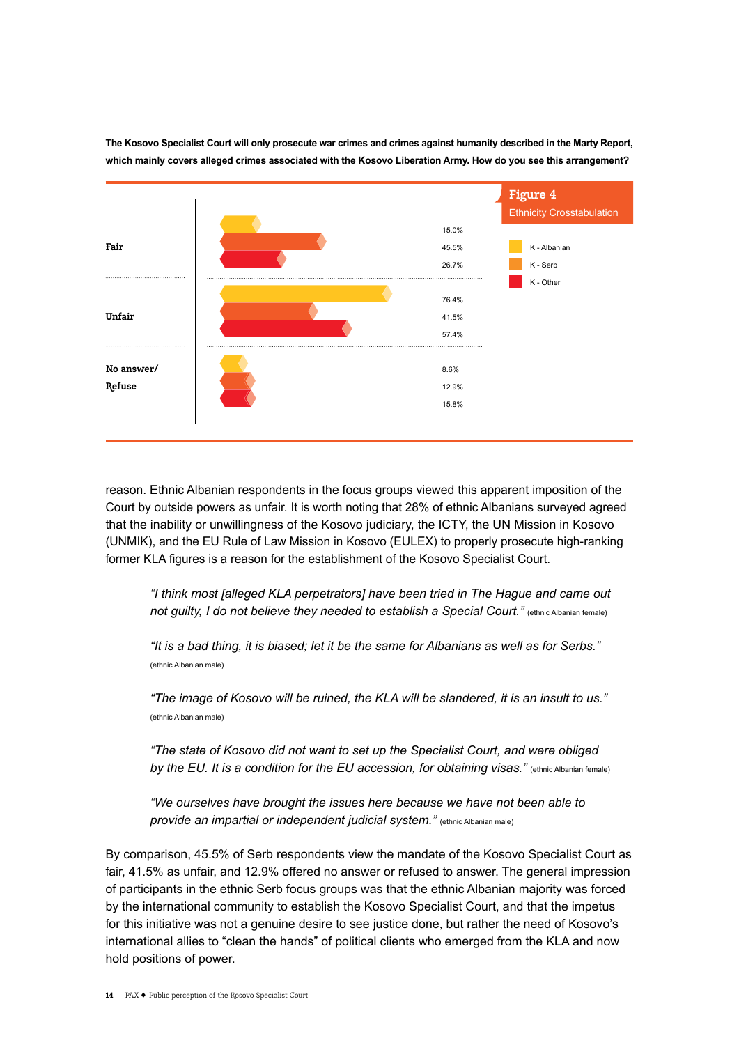**The Kosovo Specialist Court will only prosecute war crimes and crimes against humanity described in the Marty Report, which mainly covers alleged crimes associated with the Kosovo Liberation Army. How do you see this arrangement?**

**Figure 4**
Ethnicity Crosstabulation

| | K - Albanian | K - Serb | K - Other |
|---|---|---|---|
| Fair | 15.0% | 45.5% | 26.7% |
| Unfair | 76.4% | 41.5% | 57.4% |
| No answer/ Refuse | 8.6% | 12.9% | 15.8% |

reason. Ethnic Albanian respondents in the focus groups viewed this apparent imposition of the Court by outside powers as unfair. It is worth noting that 28% of ethnic Albanians surveyed agreed that the inability or unwillingness of the Kosovo judiciary, the ICTY, the UN Mission in Kosovo (UNMIK), and the EU Rule of Law Mission in Kosovo (EULEX) to properly prosecute high-ranking former KLA figures is a reason for the establishment of the Kosovo Specialist Court.

> *"I think most [alleged KLA perpetrators] have been tried in The Hague and came out not guilty, I do not believe they needed to establish a Special Court."* (ethnic Albanian female)

> *"It is a bad thing, it is biased; let it be the same for Albanians as well as for Serbs."* (ethnic Albanian male)

> *"The image of Kosovo will be ruined, the KLA will be slandered, it is an insult to us."* (ethnic Albanian male)

> *"The state of Kosovo did not want to set up the Specialist Court, and were obliged by the EU. It is a condition for the EU accession, for obtaining visas."* (ethnic Albanian female)

> *"We ourselves have brought the issues here because we have not been able to provide an impartial or independent judicial system."* (ethnic Albanian male)

By comparison, 45.5% of Serb respondents view the mandate of the Kosovo Specialist Court as fair, 41.5% as unfair, and 12.9% offered no answer or refused to answer. The general impression of participants in the ethnic Serb focus groups was that the ethnic Albanian majority was forced by the international community to establish the Kosovo Specialist Court, and that the impetus for this initiative was not a genuine desire to see justice done, but rather the need of Kosovo's international allies to "clean the hands" of political clients who emerged from the KLA and now hold positions of power.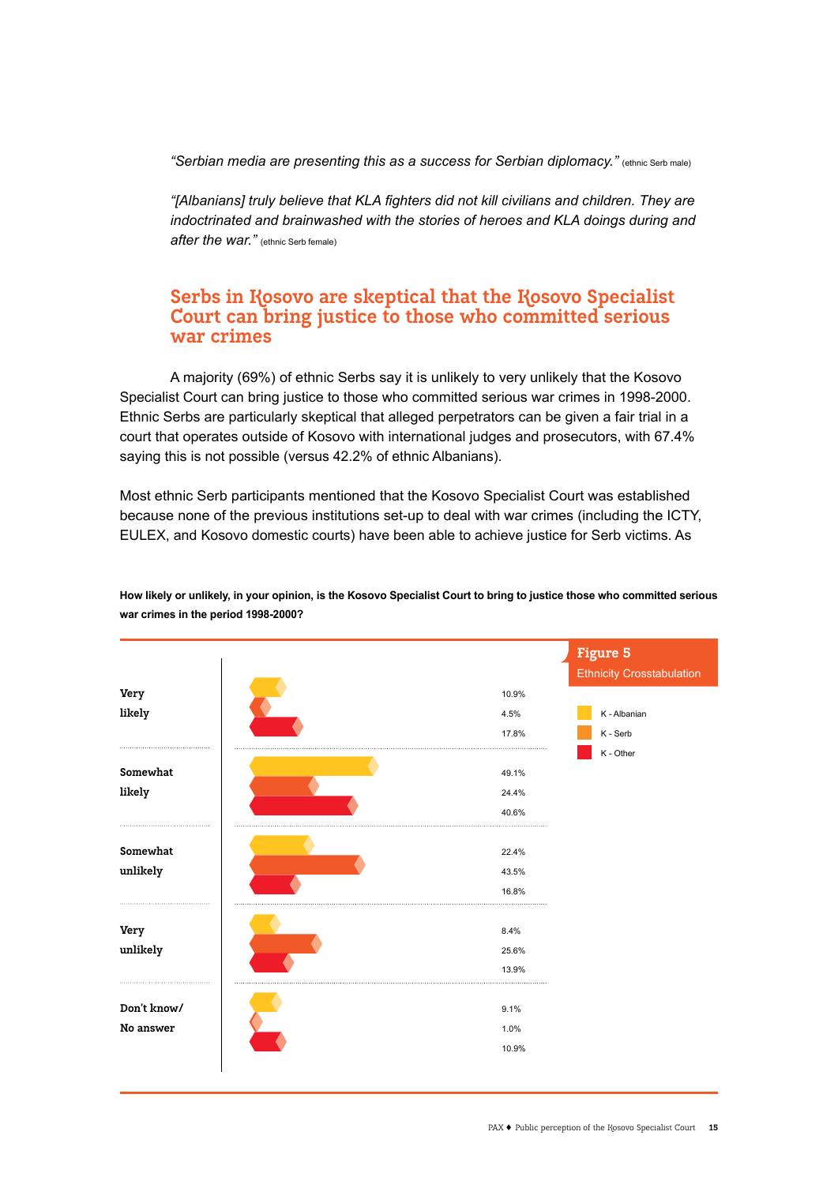*"Serbian media are presenting this as a success for Serbian diplomacy."* (ethnic Serb male)

*"[Albanians] truly believe that KLA fighters did not kill civilians and children. They are indoctrinated and brainwashed with the stories of heroes and KLA doings during and after the war."* (ethnic Serb female)

## Serbs in Kosovo are skeptical that the Kosovo Specialist Court can bring justice to those who committed serious war crimes

A majority (69%) of ethnic Serbs say it is unlikely to very unlikely that the Kosovo Specialist Court can bring justice to those who committed serious war crimes in 1998-2000. Ethnic Serbs are particularly skeptical that alleged perpetrators can be given a fair trial in a court that operates outside of Kosovo with international judges and prosecutors, with 67.4% saying this is not possible (versus 42.2% of ethnic Albanians).

Most ethnic Serb participants mentioned that the Kosovo Specialist Court was established because none of the previous institutions set-up to deal with war crimes (including the ICTY, EULEX, and Kosovo domestic courts) have been able to achieve justice for Serb victims. As

**How likely or unlikely, in your opinion, is the Kosovo Specialist Court to bring to justice those who committed serious war crimes in the period 1998-2000?**

**Figure 5**
Ethnicity Crosstabulation

| | K - Albanian | K - Serb | K - Other |
|---|---|---|---|
| Very likely | 10.9% | 4.5% | 17.8% |
| Somewhat likely | 49.1% | 24.4% | 40.6% |
| Somewhat unlikely | 22.4% | 43.5% | 16.8% |
| Very unlikely | 8.4% | 25.6% | 13.9% |
| Don't know/ No answer | 9.1% | 1.0% | 10.9% |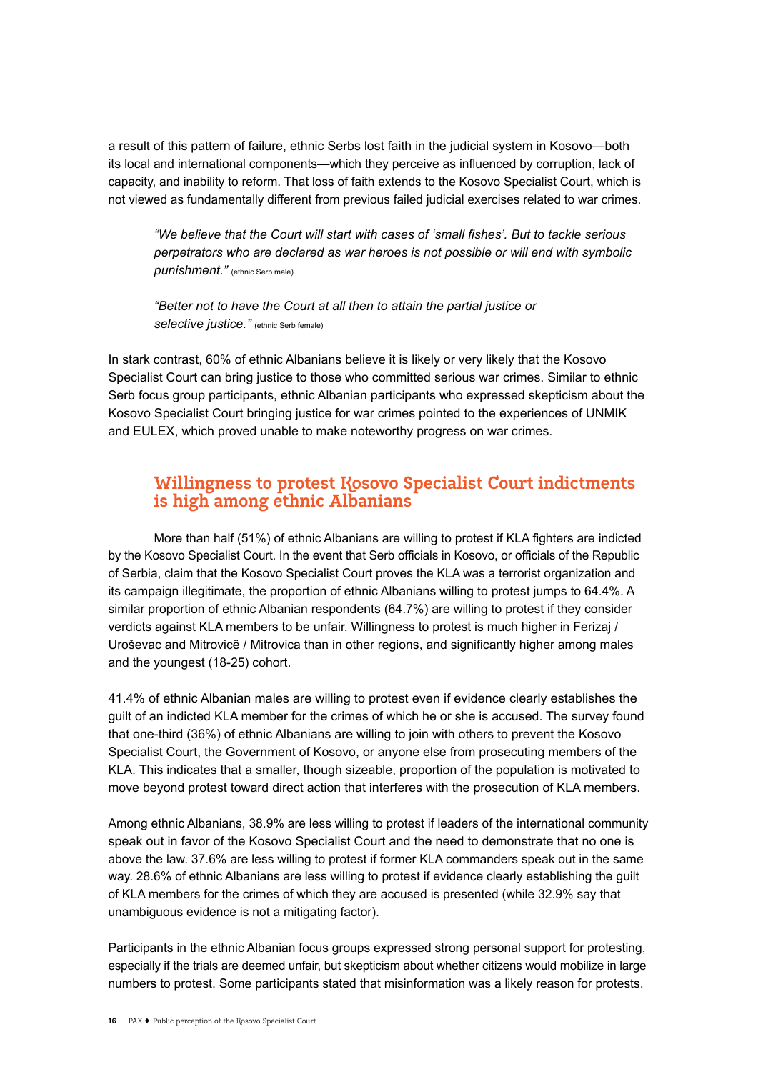a result of this pattern of failure, ethnic Serbs lost faith in the judicial system in Kosovo—both its local and international components—which they perceive as influenced by corruption, lack of capacity, and inability to reform. That loss of faith extends to the Kosovo Specialist Court, which is not viewed as fundamentally different from previous failed judicial exercises related to war crimes.

> *"We believe that the Court will start with cases of 'small fishes'. But to tackle serious perpetrators who are declared as war heroes is not possible or will end with symbolic punishment."* (ethnic Serb male)

> *"Better not to have the Court at all then to attain the partial justice or selective justice."* (ethnic Serb female)

In stark contrast, 60% of ethnic Albanians believe it is likely or very likely that the Kosovo Specialist Court can bring justice to those who committed serious war crimes. Similar to ethnic Serb focus group participants, ethnic Albanian participants who expressed skepticism about the Kosovo Specialist Court bringing justice for war crimes pointed to the experiences of UNMIK and EULEX, which proved unable to make noteworthy progress on war crimes.

## Willingness to protest Kosovo Specialist Court indictments is high among ethnic Albanians

More than half (51%) of ethnic Albanians are willing to protest if KLA fighters are indicted by the Kosovo Specialist Court. In the event that Serb officials in Kosovo, or officials of the Republic of Serbia, claim that the Kosovo Specialist Court proves the KLA was a terrorist organization and its campaign illegitimate, the proportion of ethnic Albanians willing to protest jumps to 64.4%. A similar proportion of ethnic Albanian respondents (64.7%) are willing to protest if they consider verdicts against KLA members to be unfair. Willingness to protest is much higher in Ferizaj / Uroševac and Mitrovicë / Mitrovica than in other regions, and significantly higher among males and the youngest (18-25) cohort.

41.4% of ethnic Albanian males are willing to protest even if evidence clearly establishes the guilt of an indicted KLA member for the crimes of which he or she is accused. The survey found that one-third (36%) of ethnic Albanians are willing to join with others to prevent the Kosovo Specialist Court, the Government of Kosovo, or anyone else from prosecuting members of the KLA. This indicates that a smaller, though sizeable, proportion of the population is motivated to move beyond protest toward direct action that interferes with the prosecution of KLA members.

Among ethnic Albanians, 38.9% are less willing to protest if leaders of the international community speak out in favor of the Kosovo Specialist Court and the need to demonstrate that no one is above the law. 37.6% are less willing to protest if former KLA commanders speak out in the same way. 28.6% of ethnic Albanians are less willing to protest if evidence clearly establishing the guilt of KLA members for the crimes of which they are accused is presented (while 32.9% say that unambiguous evidence is not a mitigating factor).

Participants in the ethnic Albanian focus groups expressed strong personal support for protesting, especially if the trials are deemed unfair, but skepticism about whether citizens would mobilize in large numbers to protest. Some participants stated that misinformation was a likely reason for protests.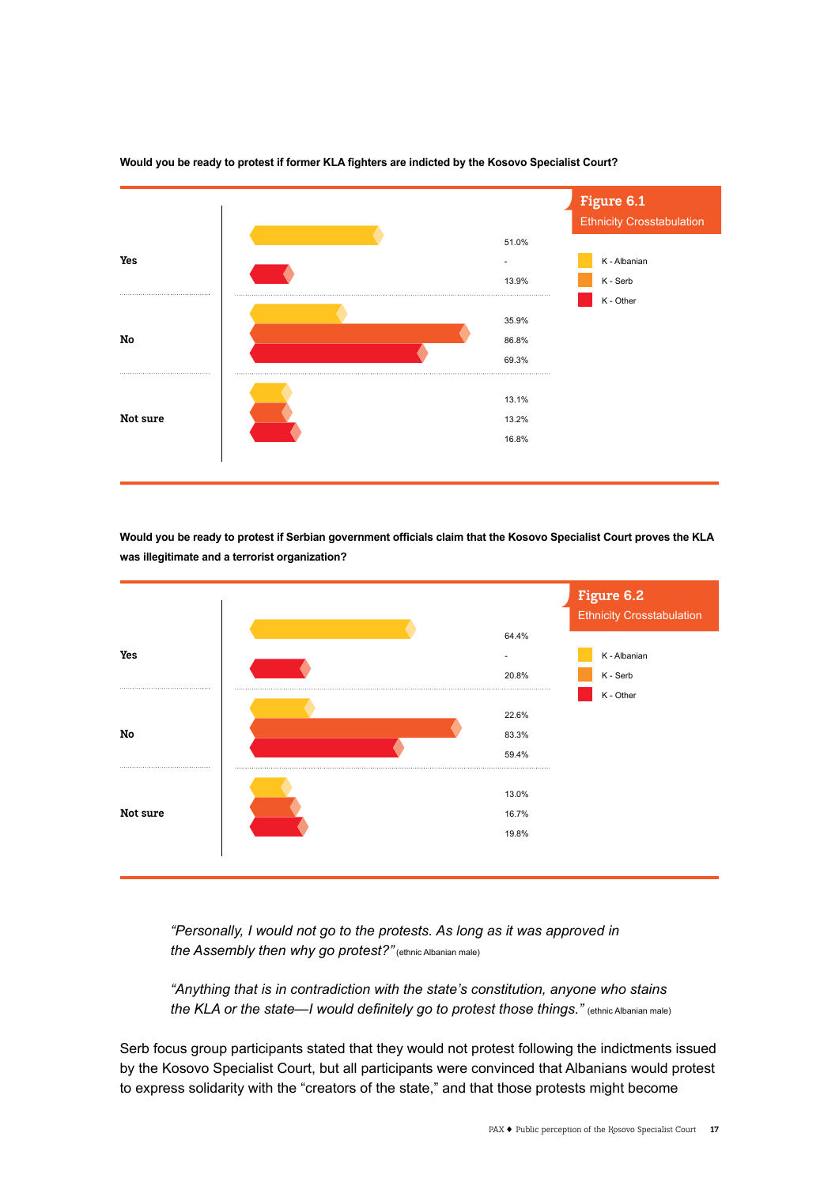**Would you be ready to protest if former KLA fighters are indicted by the Kosovo Specialist Court?**

**Figure 6.1**
Ethnicity Crosstabulation

| | K - Albanian | K - Serb | K - Other |
|---|---|---|---|
| Yes | 51.0% | - | 13.9% |
| No | 35.9% | 86.8% | 69.3% |
| Not sure | 13.1% | 13.2% | 16.8% |

**Would you be ready to protest if Serbian government officials claim that the Kosovo Specialist Court proves the KLA was illegitimate and a terrorist organization?**

**Figure 6.2**
Ethnicity Crosstabulation

| | K - Albanian | K - Serb | K - Other |
|---|---|---|---|
| Yes | 64.4% | - | 20.8% |
| No | 22.6% | 83.3% | 59.4% |
| Not sure | 13.0% | 16.7% | 19.8% |

*"Personally, I would not go to the protests. As long as it was approved in the Assembly then why go protest?"* (ethnic Albanian male)

*"Anything that is in contradiction with the state's constitution, anyone who stains the KLA or the state—I would definitely go to protest those things."* (ethnic Albanian male)

Serb focus group participants stated that they would not protest following the indictments issued by the Kosovo Specialist Court, but all participants were convinced that Albanians would protest to express solidarity with the "creators of the state," and that those protests might become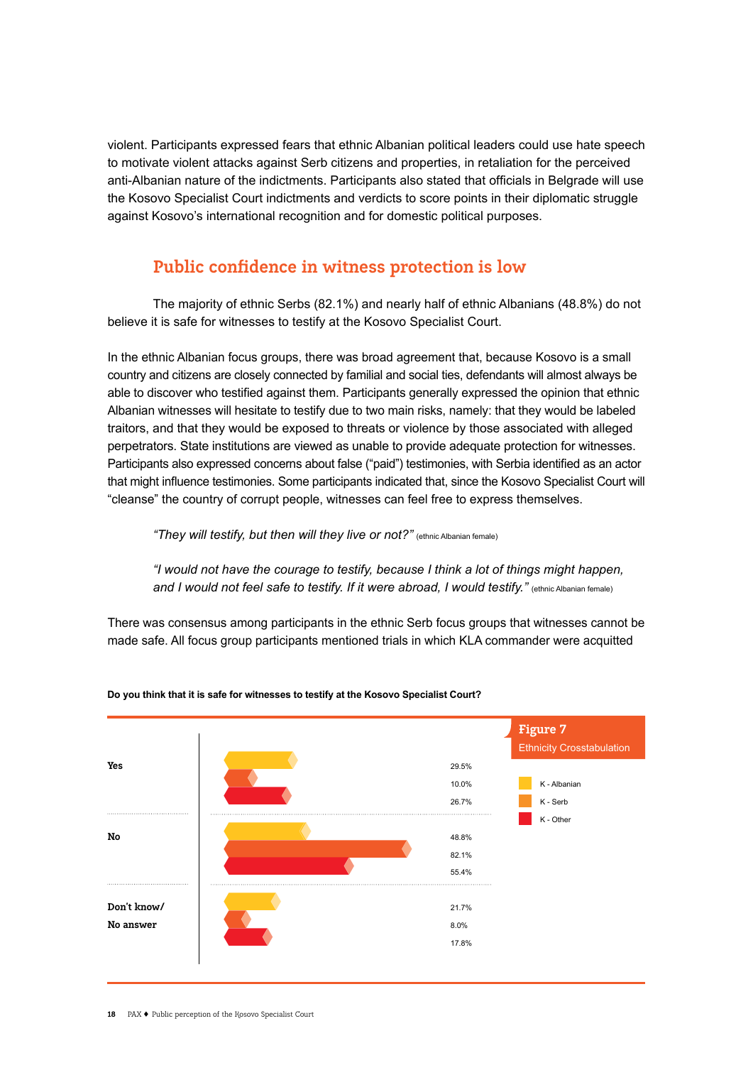violent. Participants expressed fears that ethnic Albanian political leaders could use hate speech to motivate violent attacks against Serb citizens and properties, in retaliation for the perceived anti-Albanian nature of the indictments. Participants also stated that officials in Belgrade will use the Kosovo Specialist Court indictments and verdicts to score points in their diplomatic struggle against Kosovo's international recognition and for domestic political purposes.

## Public confidence in witness protection is low

The majority of ethnic Serbs (82.1%) and nearly half of ethnic Albanians (48.8%) do not believe it is safe for witnesses to testify at the Kosovo Specialist Court.

In the ethnic Albanian focus groups, there was broad agreement that, because Kosovo is a small country and citizens are closely connected by familial and social ties, defendants will almost always be able to discover who testified against them. Participants generally expressed the opinion that ethnic Albanian witnesses will hesitate to testify due to two main risks, namely: that they would be labeled traitors, and that they would be exposed to threats or violence by those associated with alleged perpetrators. State institutions are viewed as unable to provide adequate protection for witnesses. Participants also expressed concerns about false ("paid") testimonies, with Serbia identified as an actor that might influence testimonies. Some participants indicated that, since the Kosovo Specialist Court will "cleanse" the country of corrupt people, witnesses can feel free to express themselves.

> *"They will testify, but then will they live or not?"* (ethnic Albanian female)

> *"I would not have the courage to testify, because I think a lot of things might happen, and I would not feel safe to testify. If it were abroad, I would testify."* (ethnic Albanian female)

There was consensus among participants in the ethnic Serb focus groups that witnesses cannot be made safe. All focus group participants mentioned trials in which KLA commander were acquitted

**Do you think that it is safe for witnesses to testify at the Kosovo Specialist Court?**

**Figure 7**
Ethnicity Crosstabulation

| | K - Albanian | K - Serb | K - Other |
|---|---|---|---|
| Yes | 29.5% | 10.0% | 26.7% |
| No | 48.8% | 82.1% | 55.4% |
| Don't know/ No answer | 21.7% | 8.0% | 17.8% |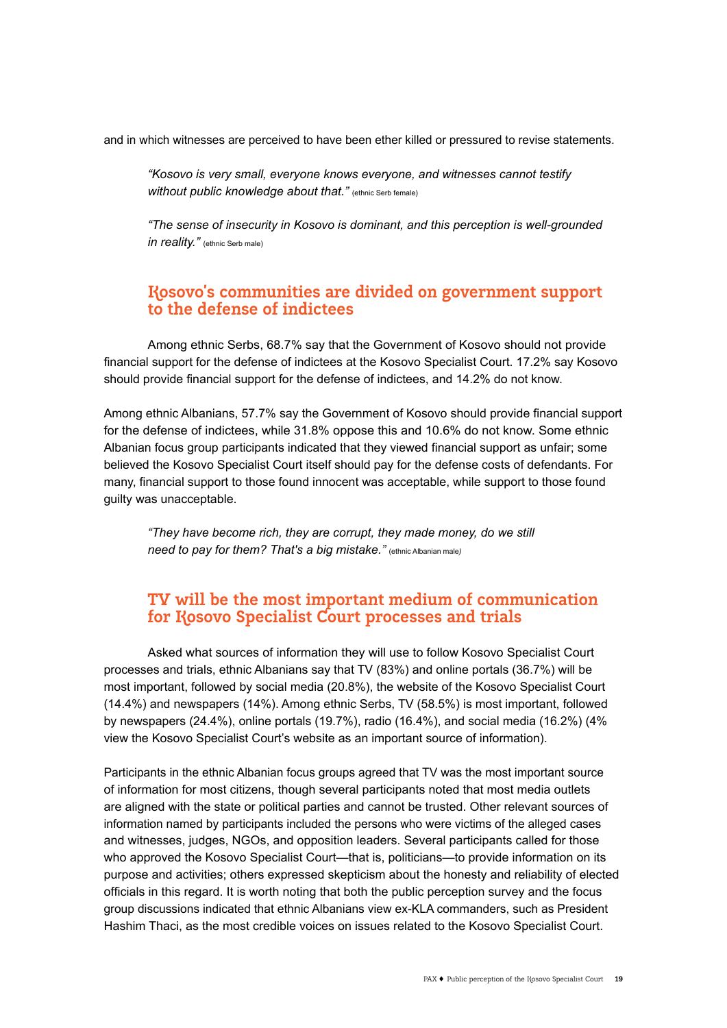and in which witnesses are perceived to have been ether killed or pressured to revise statements.

> *"Kosovo is very small, everyone knows everyone, and witnesses cannot testify without public knowledge about that."* (ethnic Serb female)

> *"The sense of insecurity in Kosovo is dominant, and this perception is well-grounded in reality."* (ethnic Serb male)

## Kosovo's communities are divided on government support to the defense of indictees

Among ethnic Serbs, 68.7% say that the Government of Kosovo should not provide financial support for the defense of indictees at the Kosovo Specialist Court. 17.2% say Kosovo should provide financial support for the defense of indictees, and 14.2% do not know.

Among ethnic Albanians, 57.7% say the Government of Kosovo should provide financial support for the defense of indictees, while 31.8% oppose this and 10.6% do not know. Some ethnic Albanian focus group participants indicated that they viewed financial support as unfair; some believed the Kosovo Specialist Court itself should pay for the defense costs of defendants. For many, financial support to those found innocent was acceptable, while support to those found guilty was unacceptable.

> *"They have become rich, they are corrupt, they made money, do we still need to pay for them? That's a big mistake."* (ethnic Albanian male)

## TV will be the most important medium of communication for Kosovo Specialist Court processes and trials

Asked what sources of information they will use to follow Kosovo Specialist Court processes and trials, ethnic Albanians say that TV (83%) and online portals (36.7%) will be most important, followed by social media (20.8%), the website of the Kosovo Specialist Court (14.4%) and newspapers (14%). Among ethnic Serbs, TV (58.5%) is most important, followed by newspapers (24.4%), online portals (19.7%), radio (16.4%), and social media (16.2%) (4% view the Kosovo Specialist Court's website as an important source of information).

Participants in the ethnic Albanian focus groups agreed that TV was the most important source of information for most citizens, though several participants noted that most media outlets are aligned with the state or political parties and cannot be trusted. Other relevant sources of information named by participants included the persons who were victims of the alleged cases and witnesses, judges, NGOs, and opposition leaders. Several participants called for those who approved the Kosovo Specialist Court—that is, politicians—to provide information on its purpose and activities; others expressed skepticism about the honesty and reliability of elected officials in this regard. It is worth noting that both the public perception survey and the focus group discussions indicated that ethnic Albanians view ex-KLA commanders, such as President Hashim Thaci, as the most credible voices on issues related to the Kosovo Specialist Court.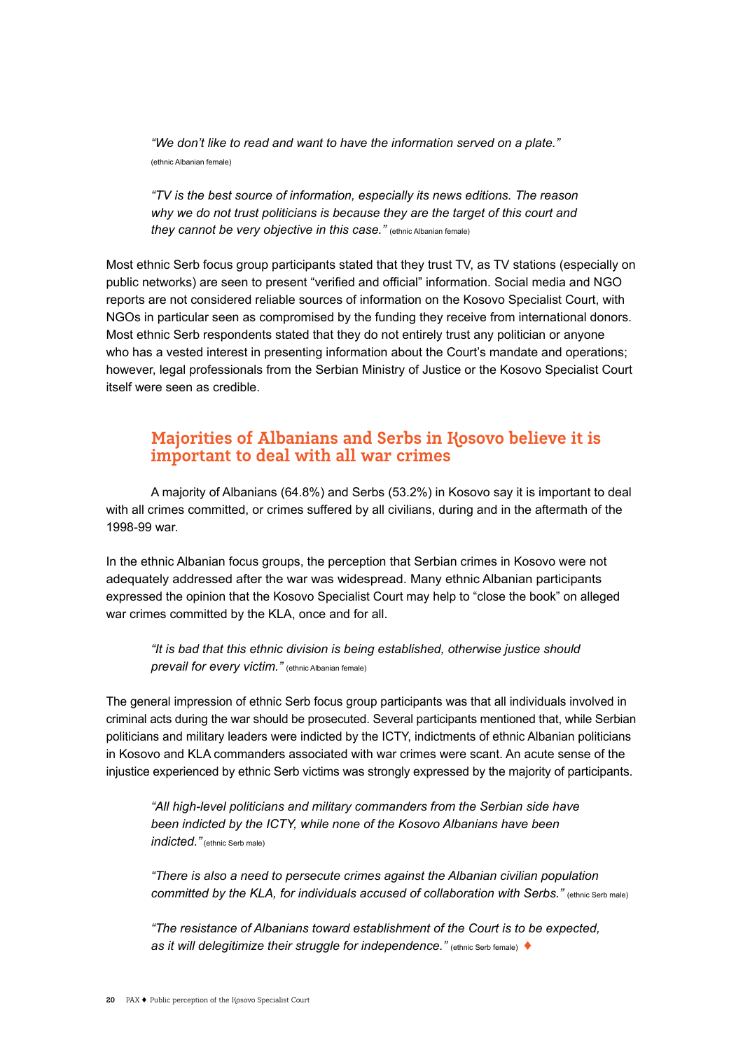*"We don't like to read and want to have the information served on a plate."* (ethnic Albanian female)

*"TV is the best source of information, especially its news editions. The reason why we do not trust politicians is because they are the target of this court and they cannot be very objective in this case."* (ethnic Albanian female)

Most ethnic Serb focus group participants stated that they trust TV, as TV stations (especially on public networks) are seen to present "verified and official" information. Social media and NGO reports are not considered reliable sources of information on the Kosovo Specialist Court, with NGOs in particular seen as compromised by the funding they receive from international donors. Most ethnic Serb respondents stated that they do not entirely trust any politician or anyone who has a vested interest in presenting information about the Court's mandate and operations; however, legal professionals from the Serbian Ministry of Justice or the Kosovo Specialist Court itself were seen as credible.

## Majorities of Albanians and Serbs in Kosovo believe it is important to deal with all war crimes

A majority of Albanians (64.8%) and Serbs (53.2%) in Kosovo say it is important to deal with all crimes committed, or crimes suffered by all civilians, during and in the aftermath of the 1998-99 war.

In the ethnic Albanian focus groups, the perception that Serbian crimes in Kosovo were not adequately addressed after the war was widespread. Many ethnic Albanian participants expressed the opinion that the Kosovo Specialist Court may help to "close the book" on alleged war crimes committed by the KLA, once and for all.

*"It is bad that this ethnic division is being established, otherwise justice should prevail for every victim."* (ethnic Albanian female)

The general impression of ethnic Serb focus group participants was that all individuals involved in criminal acts during the war should be prosecuted. Several participants mentioned that, while Serbian politicians and military leaders were indicted by the ICTY, indictments of ethnic Albanian politicians in Kosovo and KLA commanders associated with war crimes were scant. An acute sense of the injustice experienced by ethnic Serb victims was strongly expressed by the majority of participants.

*"All high-level politicians and military commanders from the Serbian side have been indicted by the ICTY, while none of the Kosovo Albanians have been indicted."* (ethnic Serb male)

*"There is also a need to persecute crimes against the Albanian civilian population committed by the KLA, for individuals accused of collaboration with Serbs."* (ethnic Serb male)

*"The resistance of Albanians toward establishment of the Court is to be expected, as it will delegitimize their struggle for independence."* (ethnic Serb female) ♦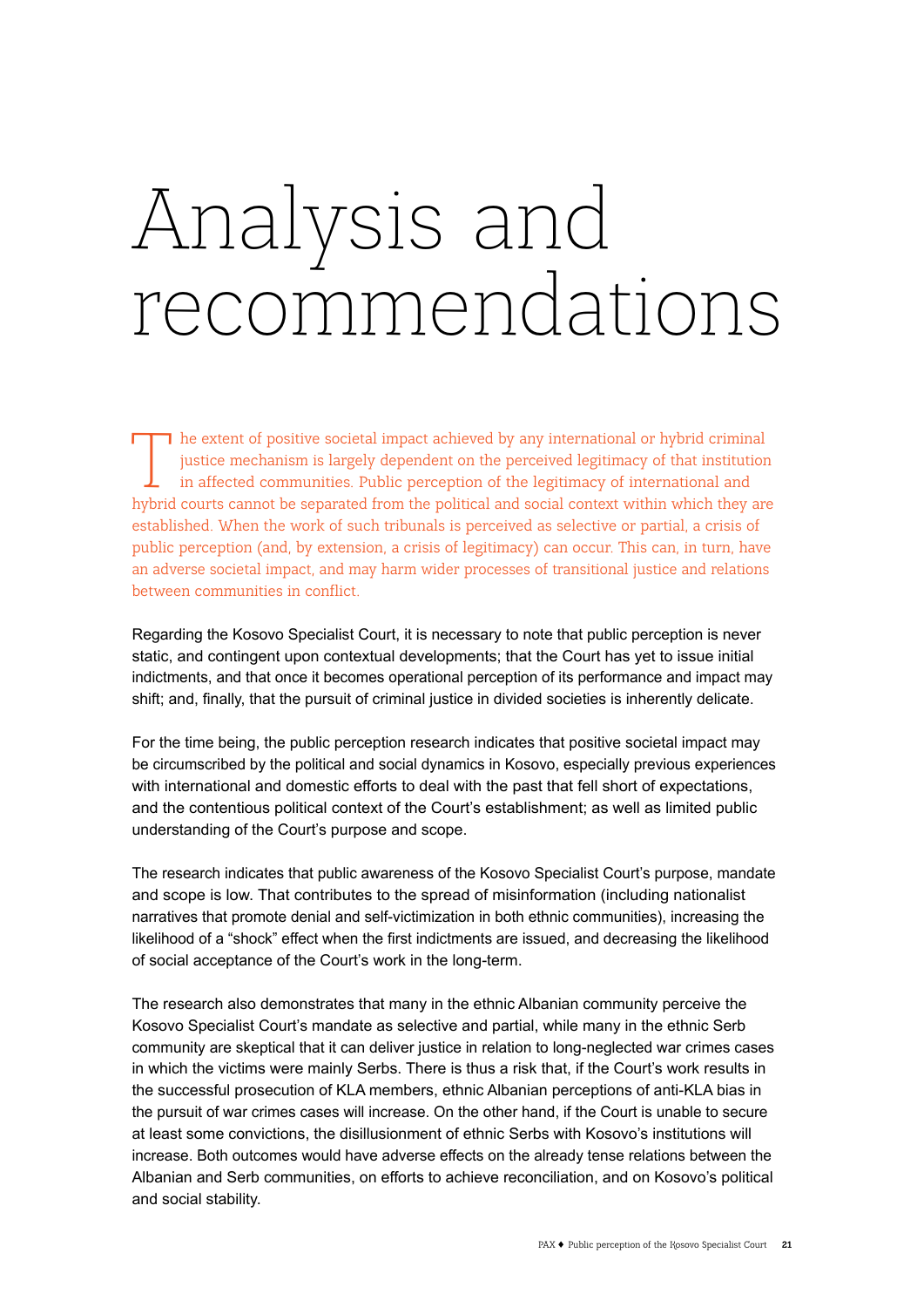# Analysis and recommendations

The extent of positive societal impact achieved by any international or hybrid criminal justice mechanism is largely dependent on the perceived legitimacy of that institution in affected communities. Public perception of the legitimacy of international and hybrid courts cannot be separated from the political and social context within which they are established. When the work of such tribunals is perceived as selective or partial, a crisis of public perception (and, by extension, a crisis of legitimacy) can occur. This can, in turn, have an adverse societal impact, and may harm wider processes of transitional justice and relations between communities in conflict.

Regarding the Kosovo Specialist Court, it is necessary to note that public perception is never static, and contingent upon contextual developments; that the Court has yet to issue initial indictments, and that once it becomes operational perception of its performance and impact may shift; and, finally, that the pursuit of criminal justice in divided societies is inherently delicate.

For the time being, the public perception research indicates that positive societal impact may be circumscribed by the political and social dynamics in Kosovo, especially previous experiences with international and domestic efforts to deal with the past that fell short of expectations, and the contentious political context of the Court's establishment; as well as limited public understanding of the Court's purpose and scope.

The research indicates that public awareness of the Kosovo Specialist Court's purpose, mandate and scope is low. That contributes to the spread of misinformation (including nationalist narratives that promote denial and self-victimization in both ethnic communities), increasing the likelihood of a "shock" effect when the first indictments are issued, and decreasing the likelihood of social acceptance of the Court's work in the long-term.

The research also demonstrates that many in the ethnic Albanian community perceive the Kosovo Specialist Court's mandate as selective and partial, while many in the ethnic Serb community are skeptical that it can deliver justice in relation to long-neglected war crimes cases in which the victims were mainly Serbs. There is thus a risk that, if the Court's work results in the successful prosecution of KLA members, ethnic Albanian perceptions of anti-KLA bias in the pursuit of war crimes cases will increase. On the other hand, if the Court is unable to secure at least some convictions, the disillusionment of ethnic Serbs with Kosovo's institutions will increase. Both outcomes would have adverse effects on the already tense relations between the Albanian and Serb communities, on efforts to achieve reconciliation, and on Kosovo's political and social stability.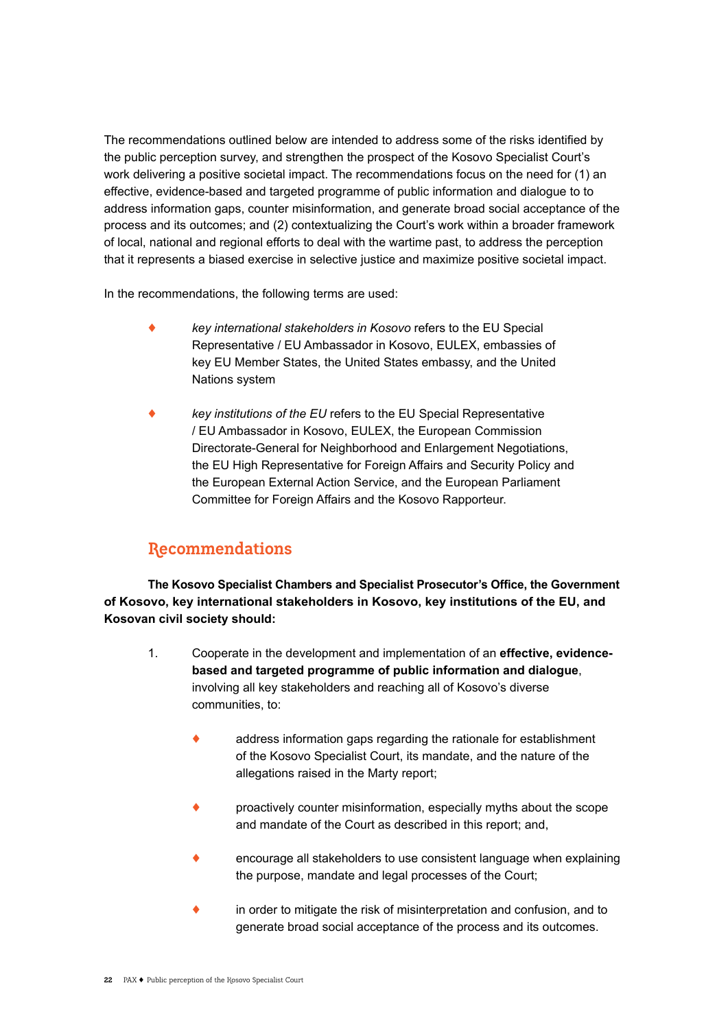The recommendations outlined below are intended to address some of the risks identified by the public perception survey, and strengthen the prospect of the Kosovo Specialist Court's work delivering a positive societal impact. The recommendations focus on the need for (1) an effective, evidence-based and targeted programme of public information and dialogue to to address information gaps, counter misinformation, and generate broad social acceptance of the process and its outcomes; and (2) contextualizing the Court's work within a broader framework of local, national and regional efforts to deal with the wartime past, to address the perception that it represents a biased exercise in selective justice and maximize positive societal impact.

In the recommendations, the following terms are used:

- *key international stakeholders in Kosovo* refers to the EU Special Representative / EU Ambassador in Kosovo, EULEX, embassies of key EU Member States, the United States embassy, and the United Nations system
- *key institutions of the EU* refers to the EU Special Representative / EU Ambassador in Kosovo, EULEX, the European Commission Directorate-General for Neighborhood and Enlargement Negotiations, the EU High Representative for Foreign Affairs and Security Policy and the European External Action Service, and the European Parliament Committee for Foreign Affairs and the Kosovo Rapporteur.

## Recommendations

**The Kosovo Specialist Chambers and Specialist Prosecutor's Office, the Government of Kosovo, key international stakeholders in Kosovo, key institutions of the EU, and Kosovan civil society should:**

1. Cooperate in the development and implementation of an **effective, evidence-based and targeted programme of public information and dialogue**, involving all key stakeholders and reaching all of Kosovo's diverse communities, to:
   - address information gaps regarding the rationale for establishment of the Kosovo Specialist Court, its mandate, and the nature of the allegations raised in the Marty report;
   - proactively counter misinformation, especially myths about the scope and mandate of the Court as described in this report; and,
   - encourage all stakeholders to use consistent language when explaining the purpose, mandate and legal processes of the Court;
   - in order to mitigate the risk of misinterpretation and confusion, and to generate broad social acceptance of the process and its outcomes.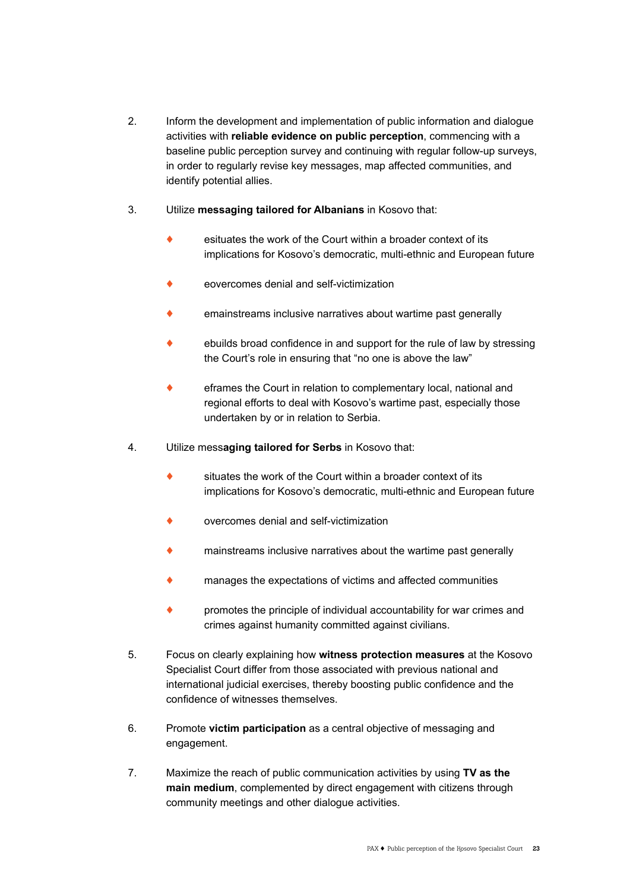2. Inform the development and implementation of public information and dialogue activities with **reliable evidence on public perception**, commencing with a baseline public perception survey and continuing with regular follow-up surveys, in order to regularly revise key messages, map affected communities, and identify potential allies.

3. Utilize **messaging tailored for Albanians** in Kosovo that:

    - esituates the work of the Court within a broader context of its implications for Kosovo's democratic, multi-ethnic and European future
    - eovercomes denial and self-victimization
    - emainstreams inclusive narratives about wartime past generally
    - ebuilds broad confidence in and support for the rule of law by stressing the Court's role in ensuring that "no one is above the law"
    - eframes the Court in relation to complementary local, national and regional efforts to deal with Kosovo's wartime past, especially those undertaken by or in relation to Serbia.

4. Utilize mess**aging tailored for Serbs** in Kosovo that:

    - situates the work of the Court within a broader context of its implications for Kosovo's democratic, multi-ethnic and European future
    - overcomes denial and self-victimization
    - mainstreams inclusive narratives about the wartime past generally
    - manages the expectations of victims and affected communities
    - promotes the principle of individual accountability for war crimes and crimes against humanity committed against civilians.

5. Focus on clearly explaining how **witness protection measures** at the Kosovo Specialist Court differ from those associated with previous national and international judicial exercises, thereby boosting public confidence and the confidence of witnesses themselves.

6. Promote **victim participation** as a central objective of messaging and engagement.

7. Maximize the reach of public communication activities by using **TV as the main medium**, complemented by direct engagement with citizens through community meetings and other dialogue activities.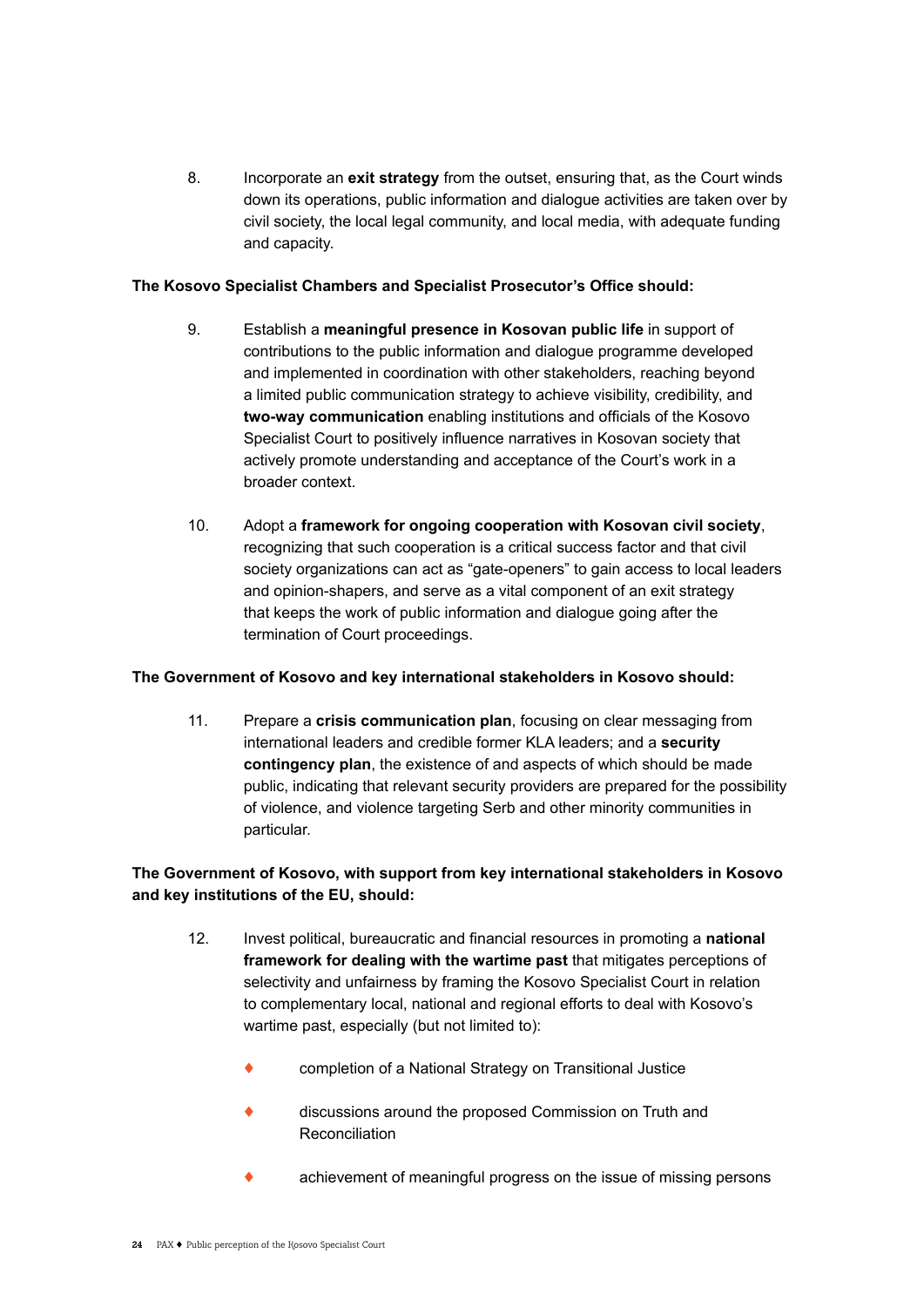8. Incorporate an **exit strategy** from the outset, ensuring that, as the Court winds down its operations, public information and dialogue activities are taken over by civil society, the local legal community, and local media, with adequate funding and capacity.

**The Kosovo Specialist Chambers and Specialist Prosecutor's Office should:**

9. Establish a **meaningful presence in Kosovan public life** in support of contributions to the public information and dialogue programme developed and implemented in coordination with other stakeholders, reaching beyond a limited public communication strategy to achieve visibility, credibility, and **two-way communication** enabling institutions and officials of the Kosovo Specialist Court to positively influence narratives in Kosovan society that actively promote understanding and acceptance of the Court's work in a broader context.

10. Adopt a **framework for ongoing cooperation with Kosovan civil society**, recognizing that such cooperation is a critical success factor and that civil society organizations can act as "gate-openers" to gain access to local leaders and opinion-shapers, and serve as a vital component of an exit strategy that keeps the work of public information and dialogue going after the termination of Court proceedings.

**The Government of Kosovo and key international stakeholders in Kosovo should:**

11. Prepare a **crisis communication plan**, focusing on clear messaging from international leaders and credible former KLA leaders; and a **security contingency plan**, the existence of and aspects of which should be made public, indicating that relevant security providers are prepared for the possibility of violence, and violence targeting Serb and other minority communities in particular.

**The Government of Kosovo, with support from key international stakeholders in Kosovo and key institutions of the EU, should:**

12. Invest political, bureaucratic and financial resources in promoting a **national framework for dealing with the wartime past** that mitigates perceptions of selectivity and unfairness by framing the Kosovo Specialist Court in relation to complementary local, national and regional efforts to deal with Kosovo's wartime past, especially (but not limited to):

    - completion of a National Strategy on Transitional Justice
    - discussions around the proposed Commission on Truth and Reconciliation
    - achievement of meaningful progress on the issue of missing persons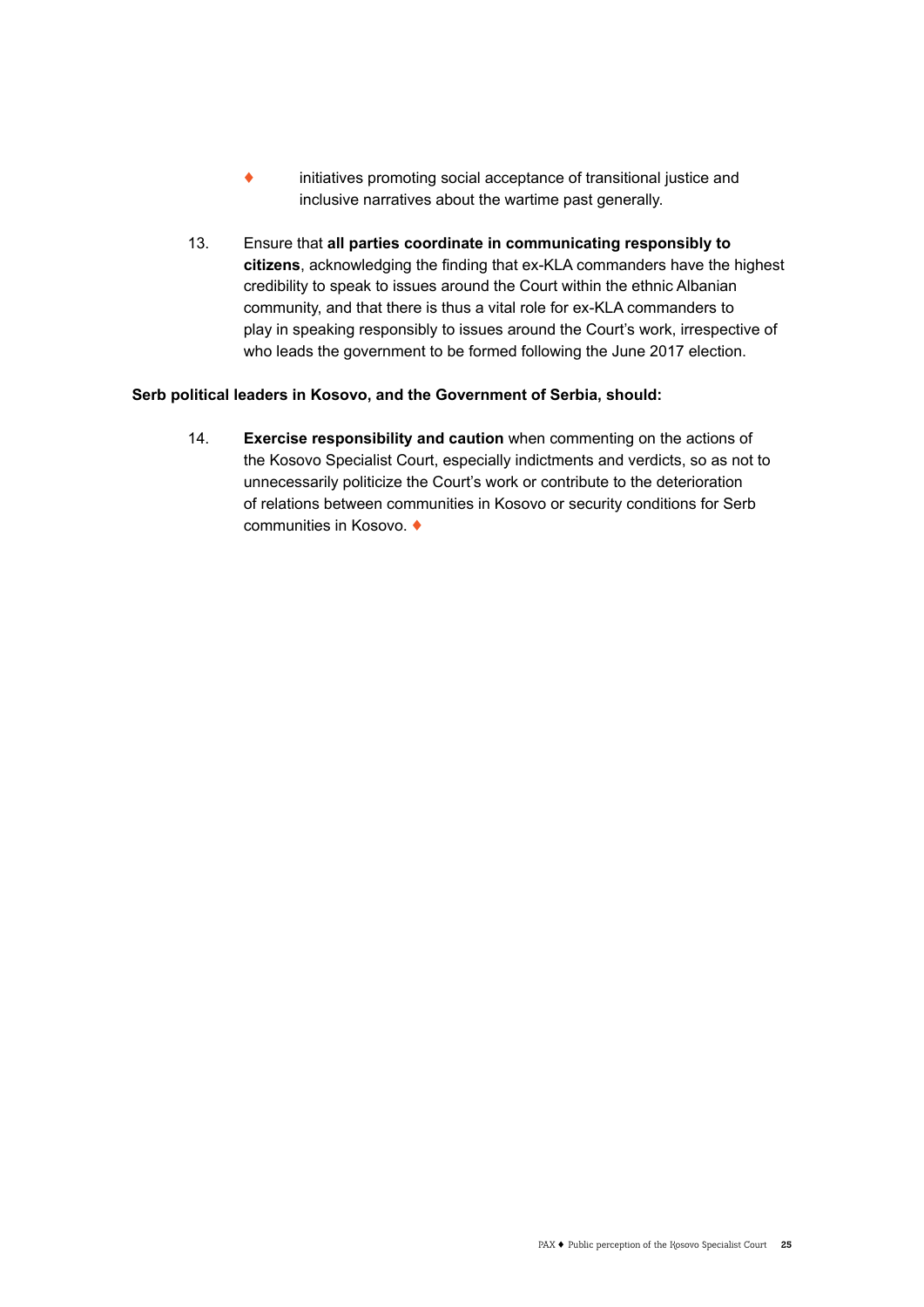- initiatives promoting social acceptance of transitional justice and inclusive narratives about the wartime past generally.

13. Ensure that **all parties coordinate in communicating responsibly to citizens**, acknowledging the finding that ex-KLA commanders have the highest credibility to speak to issues around the Court within the ethnic Albanian community, and that there is thus a vital role for ex-KLA commanders to play in speaking responsibly to issues around the Court's work, irrespective of who leads the government to be formed following the June 2017 election.

**Serb political leaders in Kosovo, and the Government of Serbia, should:**

14. **Exercise responsibility and caution** when commenting on the actions of the Kosovo Specialist Court, especially indictments and verdicts, so as not to unnecessarily politicize the Court's work or contribute to the deterioration of relations between communities in Kosovo or security conditions for Serb communities in Kosovo. ♦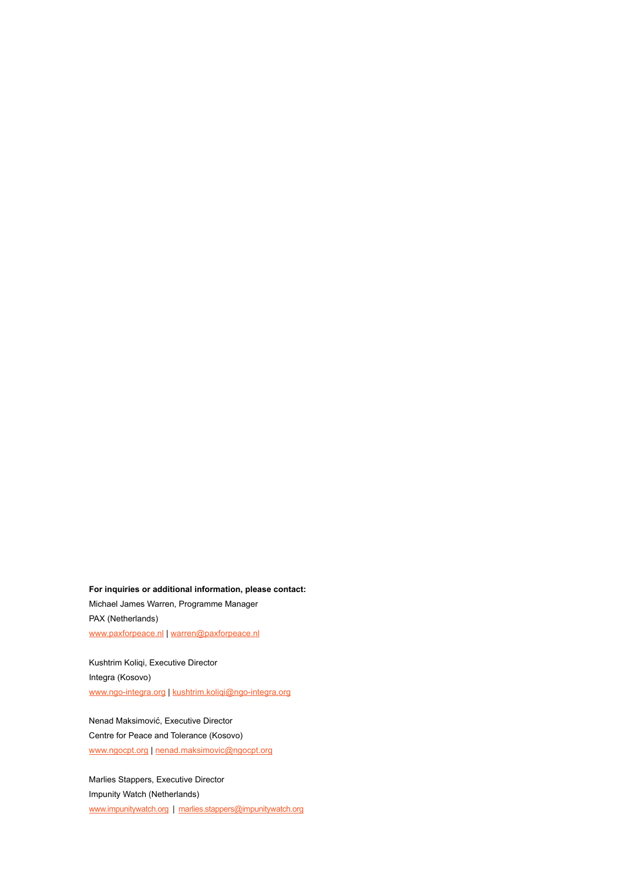**For inquiries or additional information, please contact:**

Michael James Warren, Programme Manager
PAX (Netherlands)
www.paxforpeace.nl | warren@paxforpeace.nl

Kushtrim Koliqi, Executive Director
Integra (Kosovo)
www.ngo-integra.org | kushtrim.koliqi@ngo-integra.org

Nenad Maksimović, Executive Director
Centre for Peace and Tolerance (Kosovo)
www.ngocpt.org | nenad.maksimovic@ngocpt.org

Marlies Stappers, Executive Director
Impunity Watch (Netherlands)
www.impunitywatch.org | marlies.stappers@impunitywatch.org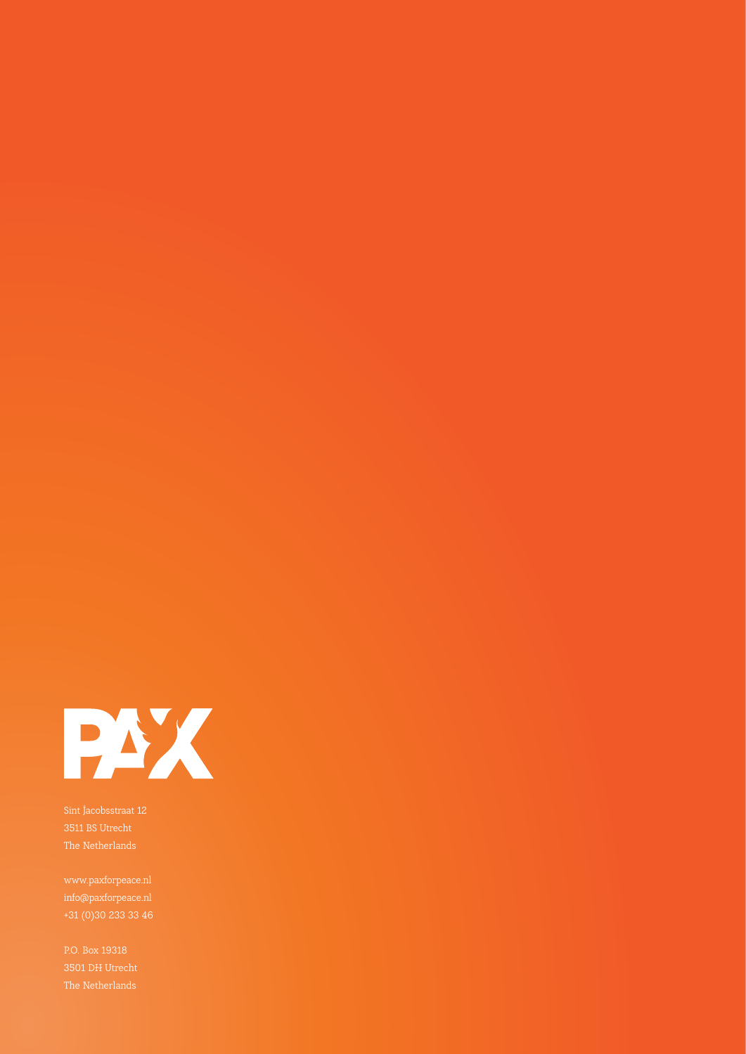PAX

Sint Jacobsstraat 12
3511 BS Utrecht
The Netherlands

www.paxforpeace.nl
info@paxforpeace.nl
+31 (0)30 233 33 46

P.O. Box 19318
3501 DH Utrecht
The Netherlands